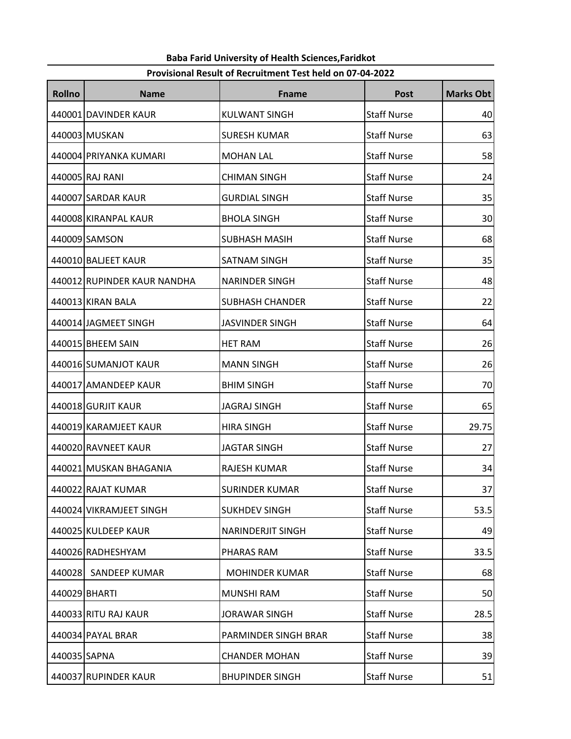**Baba Farid University of Health Sciences,Faridkot**

**Provisional Result of Recruitment Test held on 07-04-2022**

| Rollno | Name | Fname | Post | Marks Obt |
|---|---|---|---|---|
| 440001 | DAVINDER KAUR | KULWANT SINGH | Staff Nurse | 40 |
| 440003 | MUSKAN | SURESH KUMAR | Staff Nurse | 63 |
| 440004 | PRIYANKA KUMARI | MOHAN LAL | Staff Nurse | 58 |
| 440005 | RAJ RANI | CHIMAN SINGH | Staff Nurse | 24 |
| 440007 | SARDAR KAUR | GURDIAL SINGH | Staff Nurse | 35 |
| 440008 | KIRANPAL KAUR | BHOLA SINGH | Staff Nurse | 30 |
| 440009 | SAMSON | SUBHASH MASIH | Staff Nurse | 68 |
| 440010 | BALJEET KAUR | SATNAM SINGH | Staff Nurse | 35 |
| 440012 | RUPINDER KAUR NANDHA | NARINDER SINGH | Staff Nurse | 48 |
| 440013 | KIRAN BALA | SUBHASH CHANDER | Staff Nurse | 22 |
| 440014 | JAGMEET SINGH | JASVINDER SINGH | Staff Nurse | 64 |
| 440015 | BHEEM SAIN | HET RAM | Staff Nurse | 26 |
| 440016 | SUMANJOT KAUR | MANN SINGH | Staff Nurse | 26 |
| 440017 | AMANDEEP KAUR | BHIM SINGH | Staff Nurse | 70 |
| 440018 | GURJIT KAUR | JAGRAJ SINGH | Staff Nurse | 65 |
| 440019 | KARAMJEET KAUR | HIRA SINGH | Staff Nurse | 29.75 |
| 440020 | RAVNEET KAUR | JAGTAR SINGH | Staff Nurse | 27 |
| 440021 | MUSKAN BHAGANIA | RAJESH KUMAR | Staff Nurse | 34 |
| 440022 | RAJAT KUMAR | SURINDER KUMAR | Staff Nurse | 37 |
| 440024 | VIKRAMJEET SINGH | SUKHDEV SINGH | Staff Nurse | 53.5 |
| 440025 | KULDEEP KAUR | NARINDERJIT SINGH | Staff Nurse | 49 |
| 440026 | RADHESHYAM | PHARAS RAM | Staff Nurse | 33.5 |
| 440028 | SANDEEP KUMAR | MOHINDER KUMAR | Staff Nurse | 68 |
| 440029 | BHARTI | MUNSHI RAM | Staff Nurse | 50 |
| 440033 | RITU RAJ KAUR | JORAWAR SINGH | Staff Nurse | 28.5 |
| 440034 | PAYAL BRAR | PARMINDER SINGH BRAR | Staff Nurse | 38 |
| 440035 | SAPNA | CHANDER MOHAN | Staff Nurse | 39 |
| 440037 | RUPINDER KAUR | BHUPINDER SINGH | Staff Nurse | 51 |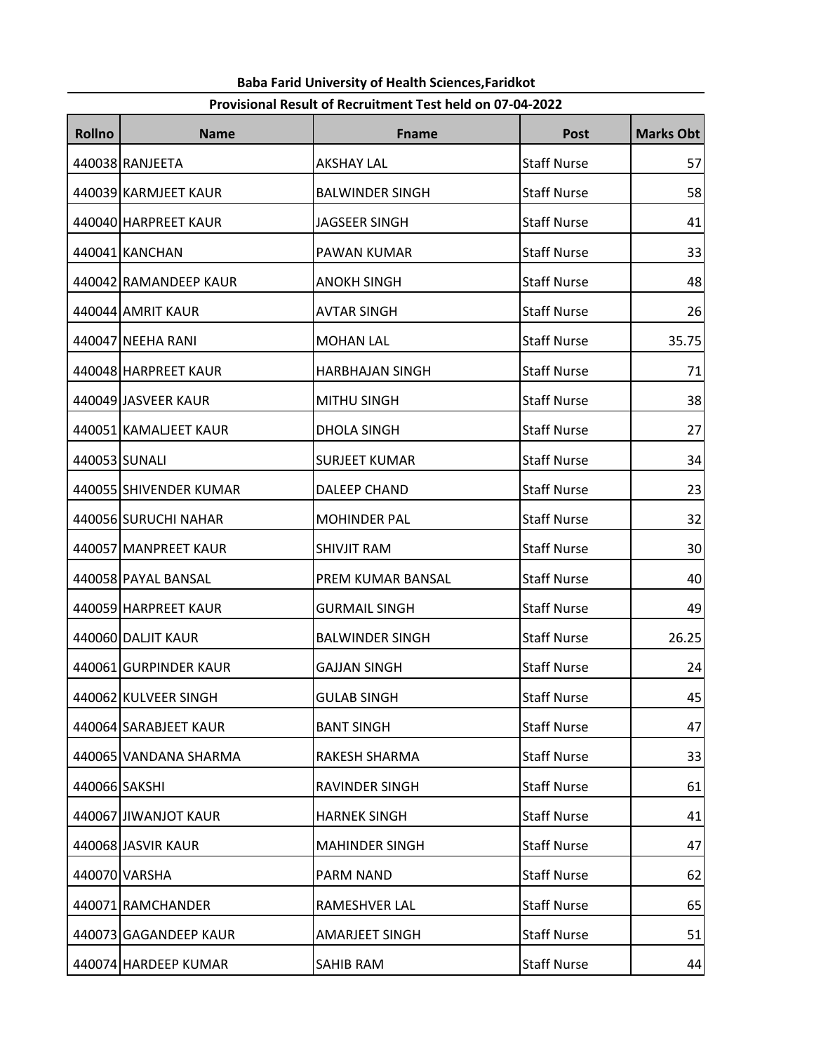**Baba Farid University of Health Sciences,Faridkot**

**Provisional Result of Recruitment Test held on 07-04-2022**

| Rollno | Name | Fname | Post | Marks Obt |
|---|---|---|---|---|
| 440038 | RANJEETA | AKSHAY LAL | Staff Nurse | 57 |
| 440039 | KARMJEET KAUR | BALWINDER SINGH | Staff Nurse | 58 |
| 440040 | HARPREET KAUR | JAGSEER SINGH | Staff Nurse | 41 |
| 440041 | KANCHAN | PAWAN KUMAR | Staff Nurse | 33 |
| 440042 | RAMANDEEP KAUR | ANOKH SINGH | Staff Nurse | 48 |
| 440044 | AMRIT KAUR | AVTAR SINGH | Staff Nurse | 26 |
| 440047 | NEEHA RANI | MOHAN LAL | Staff Nurse | 35.75 |
| 440048 | HARPREET KAUR | HARBHAJAN SINGH | Staff Nurse | 71 |
| 440049 | JASVEER KAUR | MITHU SINGH | Staff Nurse | 38 |
| 440051 | KAMALJEET KAUR | DHOLA SINGH | Staff Nurse | 27 |
| 440053 | SUNALI | SURJEET KUMAR | Staff Nurse | 34 |
| 440055 | SHIVENDER KUMAR | DALEEP CHAND | Staff Nurse | 23 |
| 440056 | SURUCHI NAHAR | MOHINDER PAL | Staff Nurse | 32 |
| 440057 | MANPREET KAUR | SHIVJIT RAM | Staff Nurse | 30 |
| 440058 | PAYAL BANSAL | PREM KUMAR BANSAL | Staff Nurse | 40 |
| 440059 | HARPREET KAUR | GURMAIL SINGH | Staff Nurse | 49 |
| 440060 | DALJIT KAUR | BALWINDER SINGH | Staff Nurse | 26.25 |
| 440061 | GURPINDER KAUR | GAJJAN SINGH | Staff Nurse | 24 |
| 440062 | KULVEER SINGH | GULAB SINGH | Staff Nurse | 45 |
| 440064 | SARABJEET KAUR | BANT SINGH | Staff Nurse | 47 |
| 440065 | VANDANA SHARMA | RAKESH SHARMA | Staff Nurse | 33 |
| 440066 | SAKSHI | RAVINDER SINGH | Staff Nurse | 61 |
| 440067 | JIWANJOT KAUR | HARNEK SINGH | Staff Nurse | 41 |
| 440068 | JASVIR KAUR | MAHINDER SINGH | Staff Nurse | 47 |
| 440070 | VARSHA | PARM NAND | Staff Nurse | 62 |
| 440071 | RAMCHANDER | RAMESHVER LAL | Staff Nurse | 65 |
| 440073 | GAGANDEEP KAUR | AMARJEET SINGH | Staff Nurse | 51 |
| 440074 | HARDEEP KUMAR | SAHIB RAM | Staff Nurse | 44 |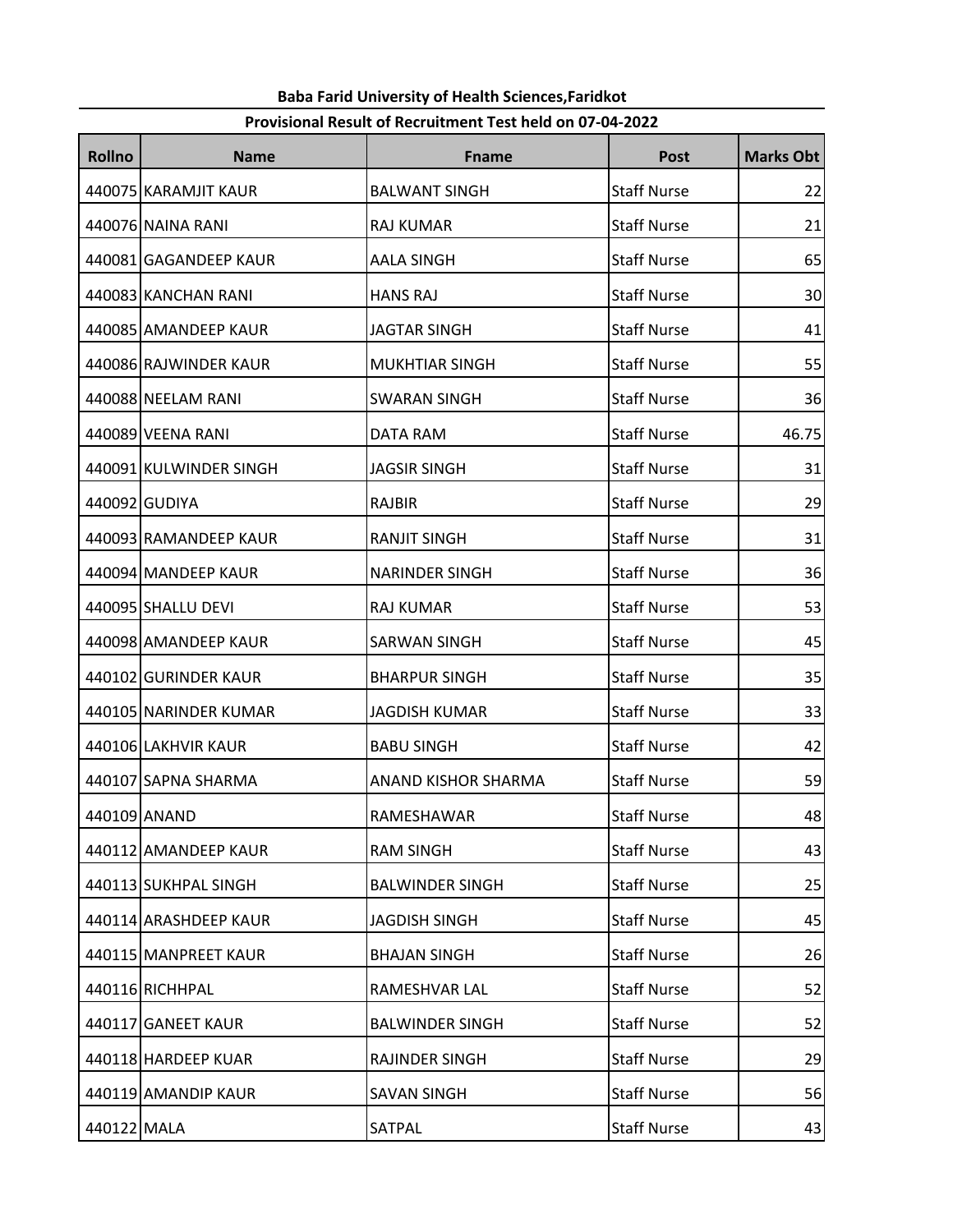**Baba Farid University of Health Sciences,Faridkot**

**Provisional Result of Recruitment Test held on 07-04-2022**

| Rollno | Name | Fname | Post | Marks Obt |
|---|---|---|---|---|
| 440075 | KARAMJIT KAUR | BALWANT SINGH | Staff Nurse | 22 |
| 440076 | NAINA RANI | RAJ KUMAR | Staff Nurse | 21 |
| 440081 | GAGANDEEP KAUR | AALA SINGH | Staff Nurse | 65 |
| 440083 | KANCHAN RANI | HANS RAJ | Staff Nurse | 30 |
| 440085 | AMANDEEP KAUR | JAGTAR SINGH | Staff Nurse | 41 |
| 440086 | RAJWINDER KAUR | MUKHTIAR SINGH | Staff Nurse | 55 |
| 440088 | NEELAM RANI | SWARAN SINGH | Staff Nurse | 36 |
| 440089 | VEENA RANI | DATA RAM | Staff Nurse | 46.75 |
| 440091 | KULWINDER SINGH | JAGSIR SINGH | Staff Nurse | 31 |
| 440092 | GUDIYA | RAJBIR | Staff Nurse | 29 |
| 440093 | RAMANDEEP KAUR | RANJIT SINGH | Staff Nurse | 31 |
| 440094 | MANDEEP KAUR | NARINDER SINGH | Staff Nurse | 36 |
| 440095 | SHALLU DEVI | RAJ KUMAR | Staff Nurse | 53 |
| 440098 | AMANDEEP KAUR | SARWAN SINGH | Staff Nurse | 45 |
| 440102 | GURINDER KAUR | BHARPUR SINGH | Staff Nurse | 35 |
| 440105 | NARINDER KUMAR | JAGDISH KUMAR | Staff Nurse | 33 |
| 440106 | LAKHVIR KAUR | BABU SINGH | Staff Nurse | 42 |
| 440107 | SAPNA SHARMA | ANAND KISHOR SHARMA | Staff Nurse | 59 |
| 440109 | ANAND | RAMESHAWAR | Staff Nurse | 48 |
| 440112 | AMANDEEP KAUR | RAM SINGH | Staff Nurse | 43 |
| 440113 | SUKHPAL SINGH | BALWINDER SINGH | Staff Nurse | 25 |
| 440114 | ARASHDEEP KAUR | JAGDISH SINGH | Staff Nurse | 45 |
| 440115 | MANPREET KAUR | BHAJAN SINGH | Staff Nurse | 26 |
| 440116 | RICHHPAL | RAMESHVAR LAL | Staff Nurse | 52 |
| 440117 | GANEET KAUR | BALWINDER SINGH | Staff Nurse | 52 |
| 440118 | HARDEEP KUAR | RAJINDER SINGH | Staff Nurse | 29 |
| 440119 | AMANDIP KAUR | SAVAN SINGH | Staff Nurse | 56 |
| 440122 | MALA | SATPAL | Staff Nurse | 43 |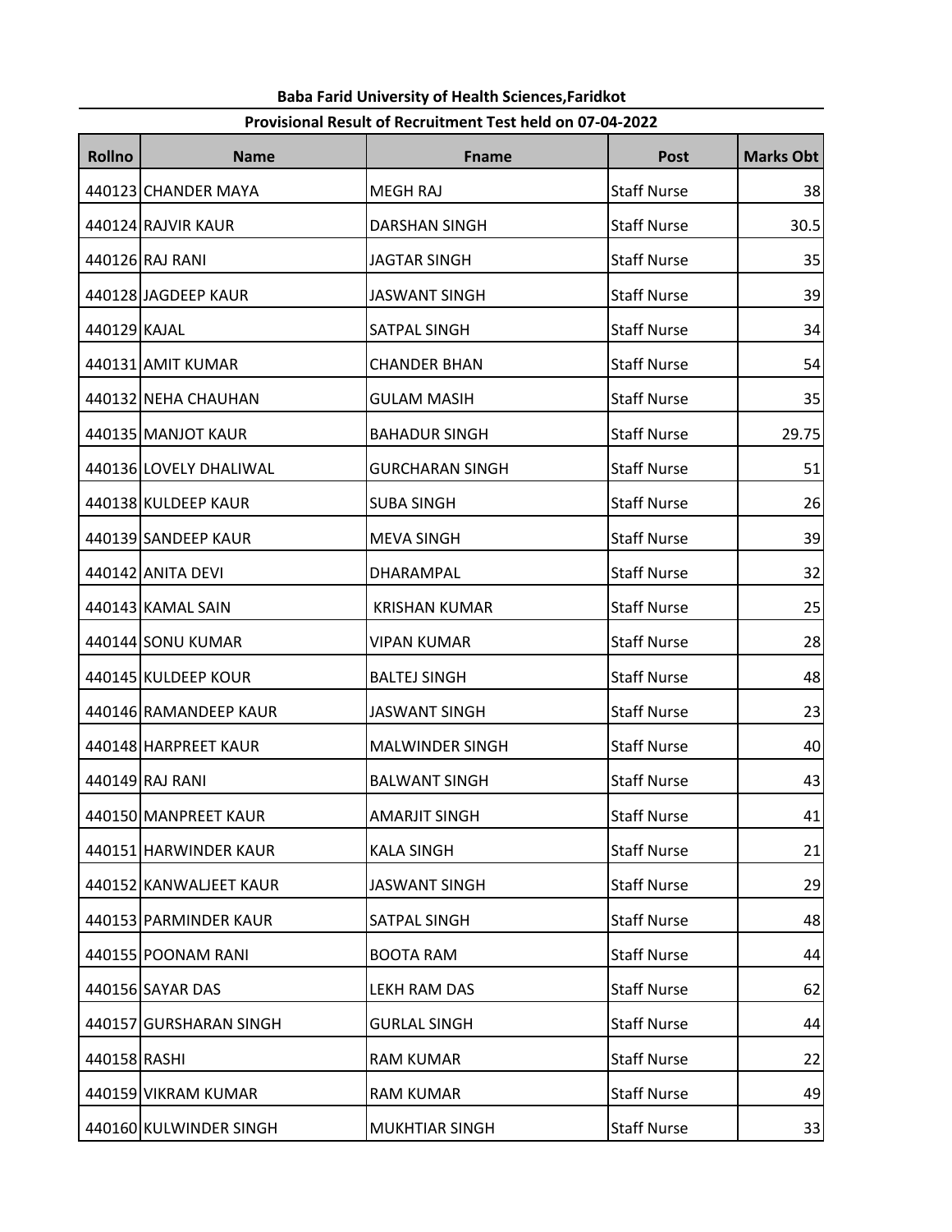**Baba Farid University of Health Sciences,Faridkot**

**Provisional Result of Recruitment Test held on 07-04-2022**

| Rollno | Name | Fname | Post | Marks Obt |
|---|---|---|---|---|
| 440123 | CHANDER MAYA | MEGH RAJ | Staff Nurse | 38 |
| 440124 | RAJVIR KAUR | DARSHAN SINGH | Staff Nurse | 30.5 |
| 440126 | RAJ RANI | JAGTAR SINGH | Staff Nurse | 35 |
| 440128 | JAGDEEP KAUR | JASWANT SINGH | Staff Nurse | 39 |
| 440129 | KAJAL | SATPAL SINGH | Staff Nurse | 34 |
| 440131 | AMIT KUMAR | CHANDER BHAN | Staff Nurse | 54 |
| 440132 | NEHA CHAUHAN | GULAM MASIH | Staff Nurse | 35 |
| 440135 | MANJOT KAUR | BAHADUR SINGH | Staff Nurse | 29.75 |
| 440136 | LOVELY DHALIWAL | GURCHARAN SINGH | Staff Nurse | 51 |
| 440138 | KULDEEP KAUR | SUBA SINGH | Staff Nurse | 26 |
| 440139 | SANDEEP KAUR | MEVA SINGH | Staff Nurse | 39 |
| 440142 | ANITA DEVI | DHARAMPAL | Staff Nurse | 32 |
| 440143 | KAMAL SAIN | KRISHAN KUMAR | Staff Nurse | 25 |
| 440144 | SONU KUMAR | VIPAN KUMAR | Staff Nurse | 28 |
| 440145 | KULDEEP KOUR | BALTEJ SINGH | Staff Nurse | 48 |
| 440146 | RAMANDEEP KAUR | JASWANT SINGH | Staff Nurse | 23 |
| 440148 | HARPREET KAUR | MALWINDER SINGH | Staff Nurse | 40 |
| 440149 | RAJ RANI | BALWANT SINGH | Staff Nurse | 43 |
| 440150 | MANPREET KAUR | AMARJIT SINGH | Staff Nurse | 41 |
| 440151 | HARWINDER KAUR | KALA SINGH | Staff Nurse | 21 |
| 440152 | KANWALJEET KAUR | JASWANT SINGH | Staff Nurse | 29 |
| 440153 | PARMINDER KAUR | SATPAL SINGH | Staff Nurse | 48 |
| 440155 | POONAM RANI | BOOTA RAM | Staff Nurse | 44 |
| 440156 | SAYAR DAS | LEKH RAM DAS | Staff Nurse | 62 |
| 440157 | GURSHARAN SINGH | GURLAL SINGH | Staff Nurse | 44 |
| 440158 | RASHI | RAM KUMAR | Staff Nurse | 22 |
| 440159 | VIKRAM KUMAR | RAM KUMAR | Staff Nurse | 49 |
| 440160 | KULWINDER SINGH | MUKHTIAR SINGH | Staff Nurse | 33 |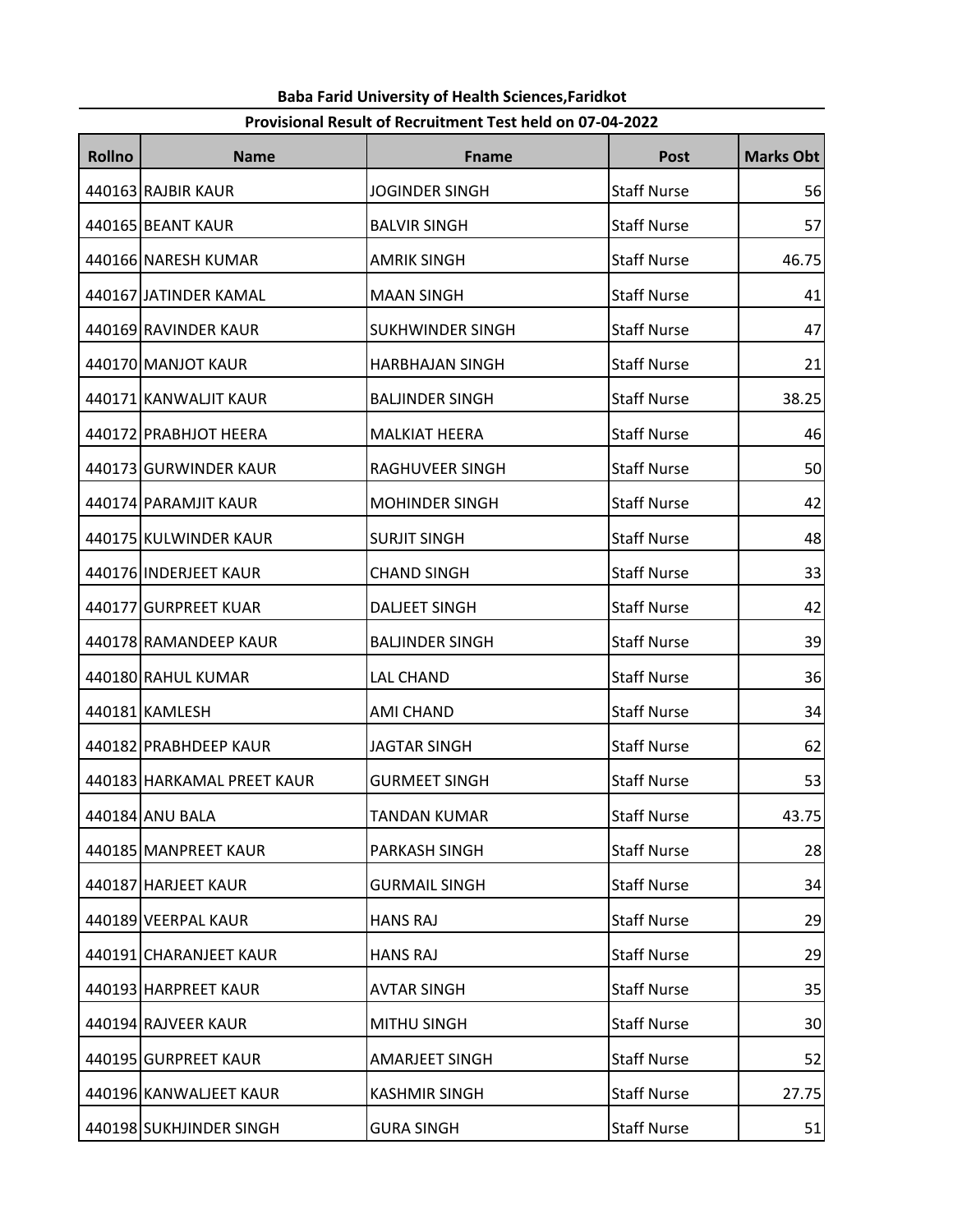**Baba Farid University of Health Sciences,Faridkot**

**Provisional Result of Recruitment Test held on 07-04-2022**

| Rollno | Name | Fname | Post | Marks Obt |
|---|---|---|---|---|
| 440163 | RAJBIR KAUR | JOGINDER SINGH | Staff Nurse | 56 |
| 440165 | BEANT KAUR | BALVIR SINGH | Staff Nurse | 57 |
| 440166 | NARESH KUMAR | AMRIK SINGH | Staff Nurse | 46.75 |
| 440167 | JATINDER KAMAL | MAAN SINGH | Staff Nurse | 41 |
| 440169 | RAVINDER KAUR | SUKHWINDER SINGH | Staff Nurse | 47 |
| 440170 | MANJOT KAUR | HARBHAJAN SINGH | Staff Nurse | 21 |
| 440171 | KANWALJIT KAUR | BALJINDER SINGH | Staff Nurse | 38.25 |
| 440172 | PRABHJOT HEERA | MALKIAT HEERA | Staff Nurse | 46 |
| 440173 | GURWINDER KAUR | RAGHUVEER SINGH | Staff Nurse | 50 |
| 440174 | PARAMJIT KAUR | MOHINDER SINGH | Staff Nurse | 42 |
| 440175 | KULWINDER KAUR | SURJIT SINGH | Staff Nurse | 48 |
| 440176 | INDERJEET KAUR | CHAND SINGH | Staff Nurse | 33 |
| 440177 | GURPREET KUAR | DALJEET SINGH | Staff Nurse | 42 |
| 440178 | RAMANDEEP KAUR | BALJINDER SINGH | Staff Nurse | 39 |
| 440180 | RAHUL KUMAR | LAL CHAND | Staff Nurse | 36 |
| 440181 | KAMLESH | AMI CHAND | Staff Nurse | 34 |
| 440182 | PRABHDEEP KAUR | JAGTAR SINGH | Staff Nurse | 62 |
| 440183 | HARKAMAL PREET KAUR | GURMEET SINGH | Staff Nurse | 53 |
| 440184 | ANU BALA | TANDAN KUMAR | Staff Nurse | 43.75 |
| 440185 | MANPREET KAUR | PARKASH SINGH | Staff Nurse | 28 |
| 440187 | HARJEET KAUR | GURMAIL SINGH | Staff Nurse | 34 |
| 440189 | VEERPAL KAUR | HANS RAJ | Staff Nurse | 29 |
| 440191 | CHARANJEET KAUR | HANS RAJ | Staff Nurse | 29 |
| 440193 | HARPREET KAUR | AVTAR SINGH | Staff Nurse | 35 |
| 440194 | RAJVEER KAUR | MITHU SINGH | Staff Nurse | 30 |
| 440195 | GURPREET KAUR | AMARJEET SINGH | Staff Nurse | 52 |
| 440196 | KANWALJEET KAUR | KASHMIR SINGH | Staff Nurse | 27.75 |
| 440198 | SUKHJINDER SINGH | GURA SINGH | Staff Nurse | 51 |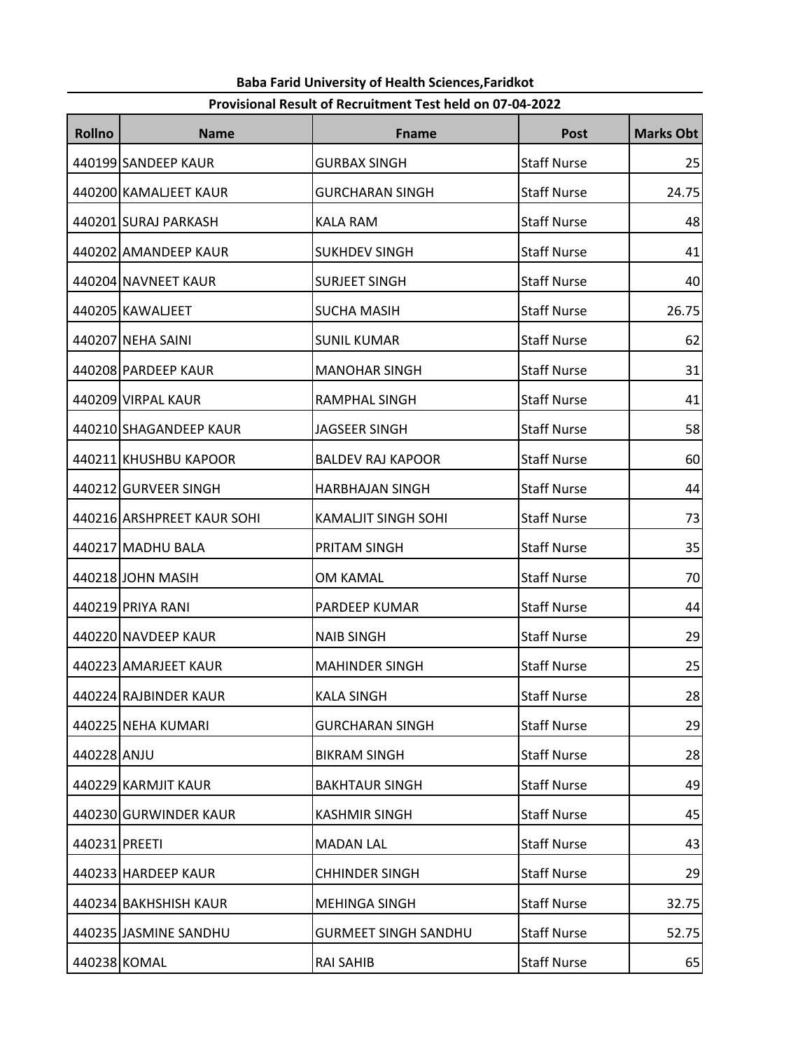**Baba Farid University of Health Sciences,Faridkot**

**Provisional Result of Recruitment Test held on 07-04-2022**

| Rollno | Name | Fname | Post | Marks Obt |
|---|---|---|---|---|
| 440199 | SANDEEP KAUR | GURBAX SINGH | Staff Nurse | 25 |
| 440200 | KAMALJEET KAUR | GURCHARAN SINGH | Staff Nurse | 24.75 |
| 440201 | SURAJ PARKASH | KALA RAM | Staff Nurse | 48 |
| 440202 | AMANDEEP KAUR | SUKHDEV SINGH | Staff Nurse | 41 |
| 440204 | NAVNEET KAUR | SURJEET SINGH | Staff Nurse | 40 |
| 440205 | KAWALJEET | SUCHA MASIH | Staff Nurse | 26.75 |
| 440207 | NEHA SAINI | SUNIL KUMAR | Staff Nurse | 62 |
| 440208 | PARDEEP KAUR | MANOHAR SINGH | Staff Nurse | 31 |
| 440209 | VIRPAL KAUR | RAMPHAL SINGH | Staff Nurse | 41 |
| 440210 | SHAGANDEEP KAUR | JAGSEER SINGH | Staff Nurse | 58 |
| 440211 | KHUSHBU KAPOOR | BALDEV RAJ KAPOOR | Staff Nurse | 60 |
| 440212 | GURVEER SINGH | HARBHAJAN SINGH | Staff Nurse | 44 |
| 440216 | ARSHPREET KAUR SOHI | KAMALJIT SINGH SOHI | Staff Nurse | 73 |
| 440217 | MADHU BALA | PRITAM SINGH | Staff Nurse | 35 |
| 440218 | JOHN MASIH | OM KAMAL | Staff Nurse | 70 |
| 440219 | PRIYA RANI | PARDEEP KUMAR | Staff Nurse | 44 |
| 440220 | NAVDEEP KAUR | NAIB SINGH | Staff Nurse | 29 |
| 440223 | AMARJEET KAUR | MAHINDER SINGH | Staff Nurse | 25 |
| 440224 | RAJBINDER KAUR | KALA SINGH | Staff Nurse | 28 |
| 440225 | NEHA KUMARI | GURCHARAN SINGH | Staff Nurse | 29 |
| 440228 | ANJU | BIKRAM SINGH | Staff Nurse | 28 |
| 440229 | KARMJIT KAUR | BAKHTAUR SINGH | Staff Nurse | 49 |
| 440230 | GURWINDER KAUR | KASHMIR SINGH | Staff Nurse | 45 |
| 440231 | PREETI | MADAN LAL | Staff Nurse | 43 |
| 440233 | HARDEEP KAUR | CHHINDER SINGH | Staff Nurse | 29 |
| 440234 | BAKHSHISH KAUR | MEHINGA SINGH | Staff Nurse | 32.75 |
| 440235 | JASMINE SANDHU | GURMEET SINGH SANDHU | Staff Nurse | 52.75 |
| 440238 | KOMAL | RAI SAHIB | Staff Nurse | 65 |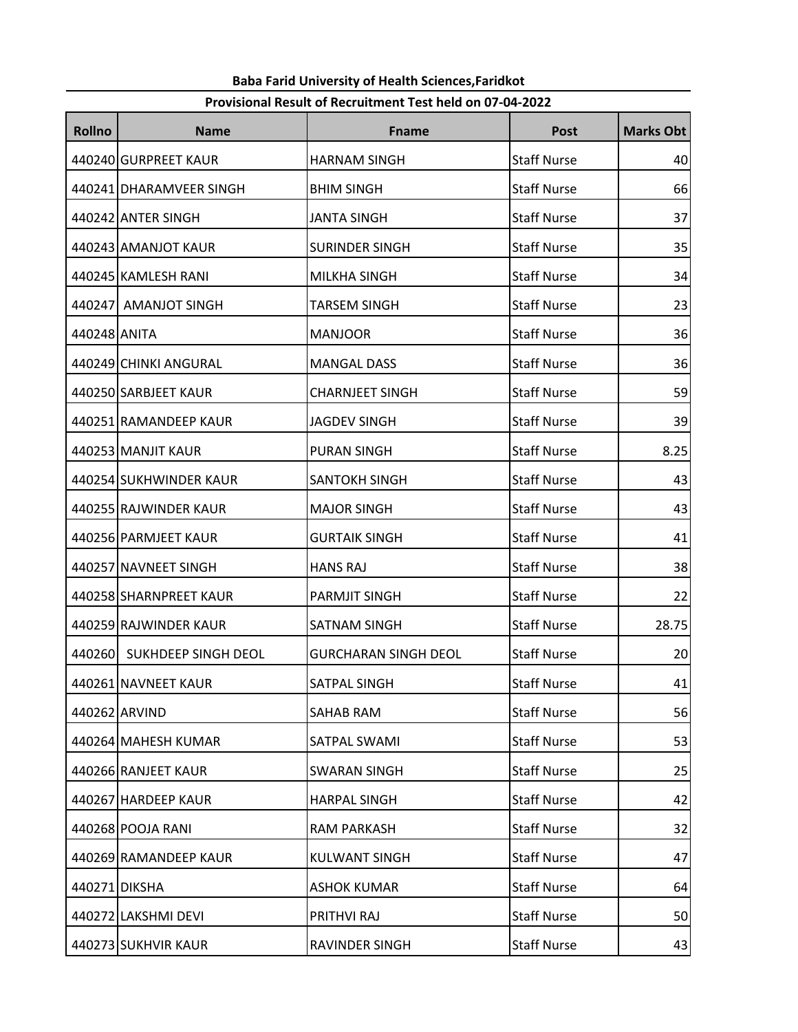Baba Farid University of Health Sciences,Faridkot

Provisional Result of Recruitment Test held on 07-04-2022

| Rollno | Name | Fname | Post | Marks Obt |
|---|---|---|---|---|
| 440240 | GURPREET KAUR | HARNAM SINGH | Staff Nurse | 40 |
| 440241 | DHARAMVEER SINGH | BHIM SINGH | Staff Nurse | 66 |
| 440242 | ANTER SINGH | JANTA SINGH | Staff Nurse | 37 |
| 440243 | AMANJOT KAUR | SURINDER SINGH | Staff Nurse | 35 |
| 440245 | KAMLESH RANI | MILKHA SINGH | Staff Nurse | 34 |
| 440247 | AMANJOT SINGH | TARSEM SINGH | Staff Nurse | 23 |
| 440248 | ANITA | MANJOOR | Staff Nurse | 36 |
| 440249 | CHINKI ANGURAL | MANGAL DASS | Staff Nurse | 36 |
| 440250 | SARBJEET KAUR | CHARNJEET SINGH | Staff Nurse | 59 |
| 440251 | RAMANDEEP KAUR | JAGDEV SINGH | Staff Nurse | 39 |
| 440253 | MANJIT KAUR | PURAN SINGH | Staff Nurse | 8.25 |
| 440254 | SUKHWINDER KAUR | SANTOKH SINGH | Staff Nurse | 43 |
| 440255 | RAJWINDER KAUR | MAJOR SINGH | Staff Nurse | 43 |
| 440256 | PARMJEET KAUR | GURTAIK SINGH | Staff Nurse | 41 |
| 440257 | NAVNEET SINGH | HANS RAJ | Staff Nurse | 38 |
| 440258 | SHARNPREET KAUR | PARMJIT SINGH | Staff Nurse | 22 |
| 440259 | RAJWINDER KAUR | SATNAM SINGH | Staff Nurse | 28.75 |
| 440260 | SUKHDEEP SINGH DEOL | GURCHARAN SINGH DEOL | Staff Nurse | 20 |
| 440261 | NAVNEET KAUR | SATPAL SINGH | Staff Nurse | 41 |
| 440262 | ARVIND | SAHAB RAM | Staff Nurse | 56 |
| 440264 | MAHESH KUMAR | SATPAL SWAMI | Staff Nurse | 53 |
| 440266 | RANJEET KAUR | SWARAN SINGH | Staff Nurse | 25 |
| 440267 | HARDEEP KAUR | HARPAL SINGH | Staff Nurse | 42 |
| 440268 | POOJA RANI | RAM PARKASH | Staff Nurse | 32 |
| 440269 | RAMANDEEP KAUR | KULWANT SINGH | Staff Nurse | 47 |
| 440271 | DIKSHA | ASHOK KUMAR | Staff Nurse | 64 |
| 440272 | LAKSHMI DEVI | PRITHVI RAJ | Staff Nurse | 50 |
| 440273 | SUKHVIR KAUR | RAVINDER SINGH | Staff Nurse | 43 |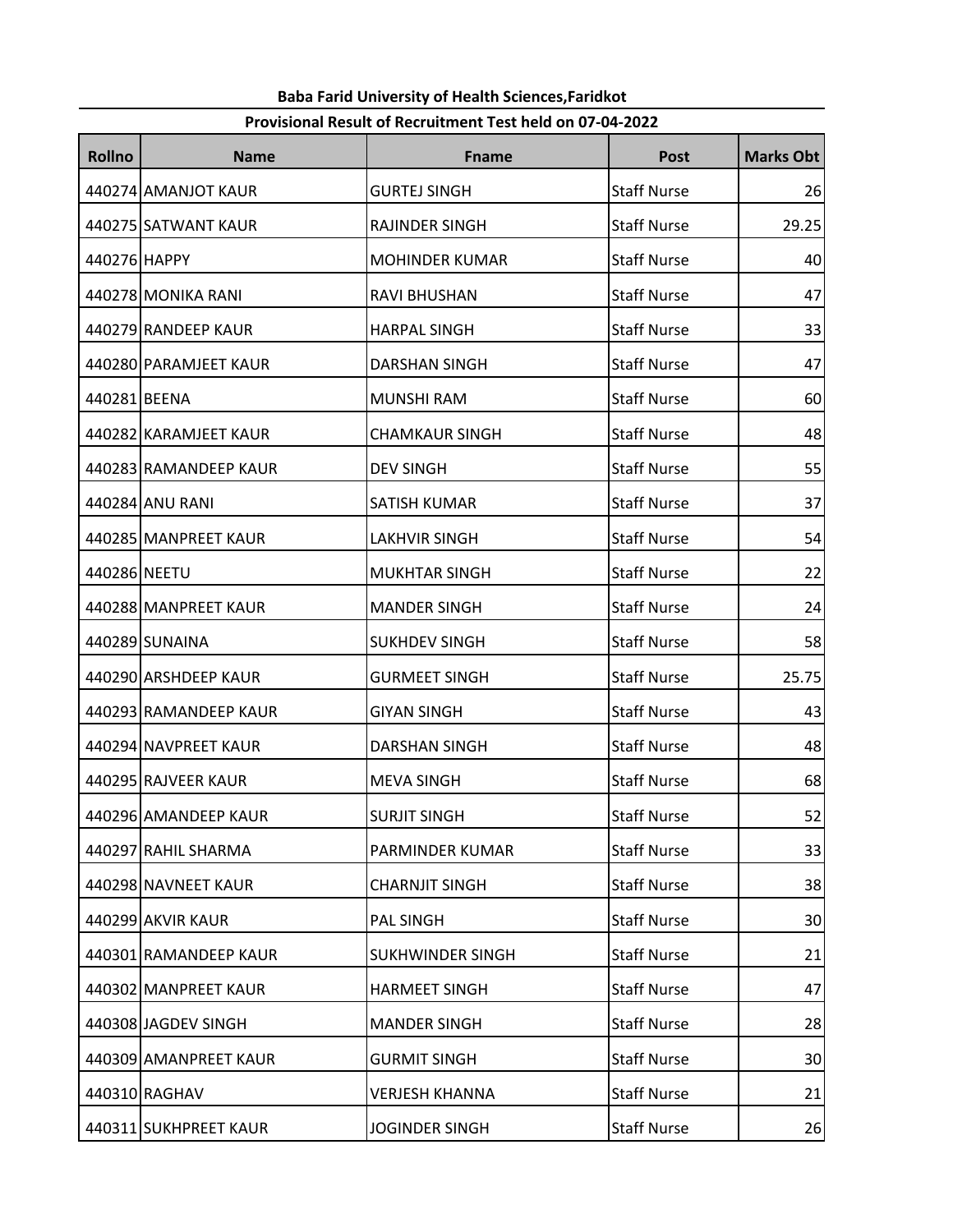**Baba Farid University of Health Sciences,Faridkot**

**Provisional Result of Recruitment Test held on 07-04-2022**

| Rollno | Name | Fname | Post | Marks Obt |
|---|---|---|---|---|
| 440274 | AMANJOT KAUR | GURTEJ SINGH | Staff Nurse | 26 |
| 440275 | SATWANT KAUR | RAJINDER SINGH | Staff Nurse | 29.25 |
| 440276 | HAPPY | MOHINDER KUMAR | Staff Nurse | 40 |
| 440278 | MONIKA RANI | RAVI BHUSHAN | Staff Nurse | 47 |
| 440279 | RANDEEP KAUR | HARPAL SINGH | Staff Nurse | 33 |
| 440280 | PARAMJEET KAUR | DARSHAN SINGH | Staff Nurse | 47 |
| 440281 | BEENA | MUNSHI RAM | Staff Nurse | 60 |
| 440282 | KARAMJEET KAUR | CHAMKAUR SINGH | Staff Nurse | 48 |
| 440283 | RAMANDEEP KAUR | DEV SINGH | Staff Nurse | 55 |
| 440284 | ANU RANI | SATISH KUMAR | Staff Nurse | 37 |
| 440285 | MANPREET KAUR | LAKHVIR SINGH | Staff Nurse | 54 |
| 440286 | NEETU | MUKHTAR SINGH | Staff Nurse | 22 |
| 440288 | MANPREET KAUR | MANDER SINGH | Staff Nurse | 24 |
| 440289 | SUNAINA | SUKHDEV SINGH | Staff Nurse | 58 |
| 440290 | ARSHDEEP KAUR | GURMEET SINGH | Staff Nurse | 25.75 |
| 440293 | RAMANDEEP KAUR | GIYAN SINGH | Staff Nurse | 43 |
| 440294 | NAVPREET KAUR | DARSHAN SINGH | Staff Nurse | 48 |
| 440295 | RAJVEER KAUR | MEVA SINGH | Staff Nurse | 68 |
| 440296 | AMANDEEP KAUR | SURJIT SINGH | Staff Nurse | 52 |
| 440297 | RAHIL SHARMA | PARMINDER KUMAR | Staff Nurse | 33 |
| 440298 | NAVNEET KAUR | CHARNJIT SINGH | Staff Nurse | 38 |
| 440299 | AKVIR KAUR | PAL SINGH | Staff Nurse | 30 |
| 440301 | RAMANDEEP KAUR | SUKHWINDER SINGH | Staff Nurse | 21 |
| 440302 | MANPREET KAUR | HARMEET SINGH | Staff Nurse | 47 |
| 440308 | JAGDEV SINGH | MANDER SINGH | Staff Nurse | 28 |
| 440309 | AMANPREET KAUR | GURMIT SINGH | Staff Nurse | 30 |
| 440310 | RAGHAV | VERJESH KHANNA | Staff Nurse | 21 |
| 440311 | SUKHPREET KAUR | JOGINDER SINGH | Staff Nurse | 26 |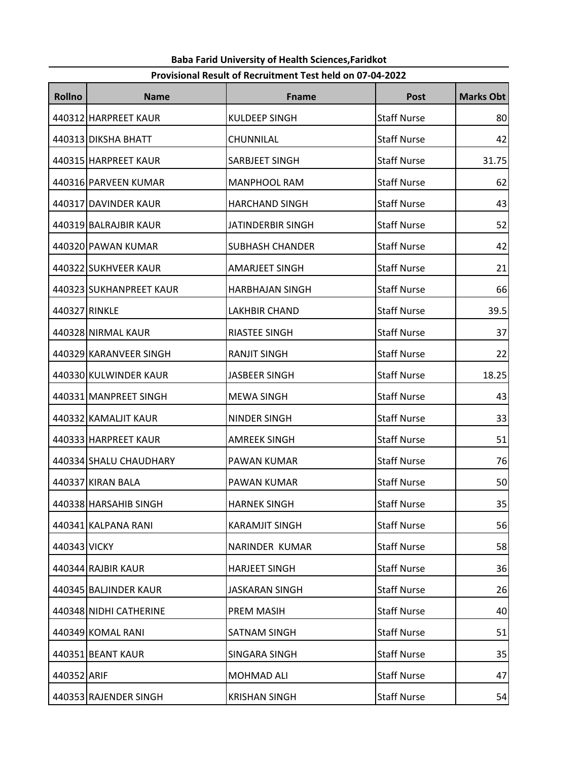**Baba Farid University of Health Sciences,Faridkot**

**Provisional Result of Recruitment Test held on 07-04-2022**

| Rollno | Name | Fname | Post | Marks Obt |
|---|---|---|---|---|
| 440312 | HARPREET KAUR | KULDEEP SINGH | Staff Nurse | 80 |
| 440313 | DIKSHA BHATT | CHUNNILAL | Staff Nurse | 42 |
| 440315 | HARPREET KAUR | SARBJEET SINGH | Staff Nurse | 31.75 |
| 440316 | PARVEEN KUMAR | MANPHOOL RAM | Staff Nurse | 62 |
| 440317 | DAVINDER KAUR | HARCHAND SINGH | Staff Nurse | 43 |
| 440319 | BALRAJBIR KAUR | JATINDERBIR SINGH | Staff Nurse | 52 |
| 440320 | PAWAN KUMAR | SUBHASH CHANDER | Staff Nurse | 42 |
| 440322 | SUKHVEER KAUR | AMARJEET SINGH | Staff Nurse | 21 |
| 440323 | SUKHANPREET KAUR | HARBHAJAN SINGH | Staff Nurse | 66 |
| 440327 | RINKLE | LAKHBIR CHAND | Staff Nurse | 39.5 |
| 440328 | NIRMAL KAUR | RIASTEE SINGH | Staff Nurse | 37 |
| 440329 | KARANVEER SINGH | RANJIT SINGH | Staff Nurse | 22 |
| 440330 | KULWINDER KAUR | JASBEER SINGH | Staff Nurse | 18.25 |
| 440331 | MANPREET SINGH | MEWA SINGH | Staff Nurse | 43 |
| 440332 | KAMALJIT KAUR | NINDER SINGH | Staff Nurse | 33 |
| 440333 | HARPREET KAUR | AMREEK SINGH | Staff Nurse | 51 |
| 440334 | SHALU CHAUDHARY | PAWAN KUMAR | Staff Nurse | 76 |
| 440337 | KIRAN BALA | PAWAN KUMAR | Staff Nurse | 50 |
| 440338 | HARSAHIB SINGH | HARNEK SINGH | Staff Nurse | 35 |
| 440341 | KALPANA RANI | KARAMJIT SINGH | Staff Nurse | 56 |
| 440343 | VICKY | NARINDER KUMAR | Staff Nurse | 58 |
| 440344 | RAJBIR KAUR | HARJEET SINGH | Staff Nurse | 36 |
| 440345 | BALJINDER KAUR | JASKARAN SINGH | Staff Nurse | 26 |
| 440348 | NIDHI CATHERINE | PREM MASIH | Staff Nurse | 40 |
| 440349 | KOMAL RANI | SATNAM SINGH | Staff Nurse | 51 |
| 440351 | BEANT KAUR | SINGARA SINGH | Staff Nurse | 35 |
| 440352 | ARIF | MOHMAD ALI | Staff Nurse | 47 |
| 440353 | RAJENDER SINGH | KRISHAN SINGH | Staff Nurse | 54 |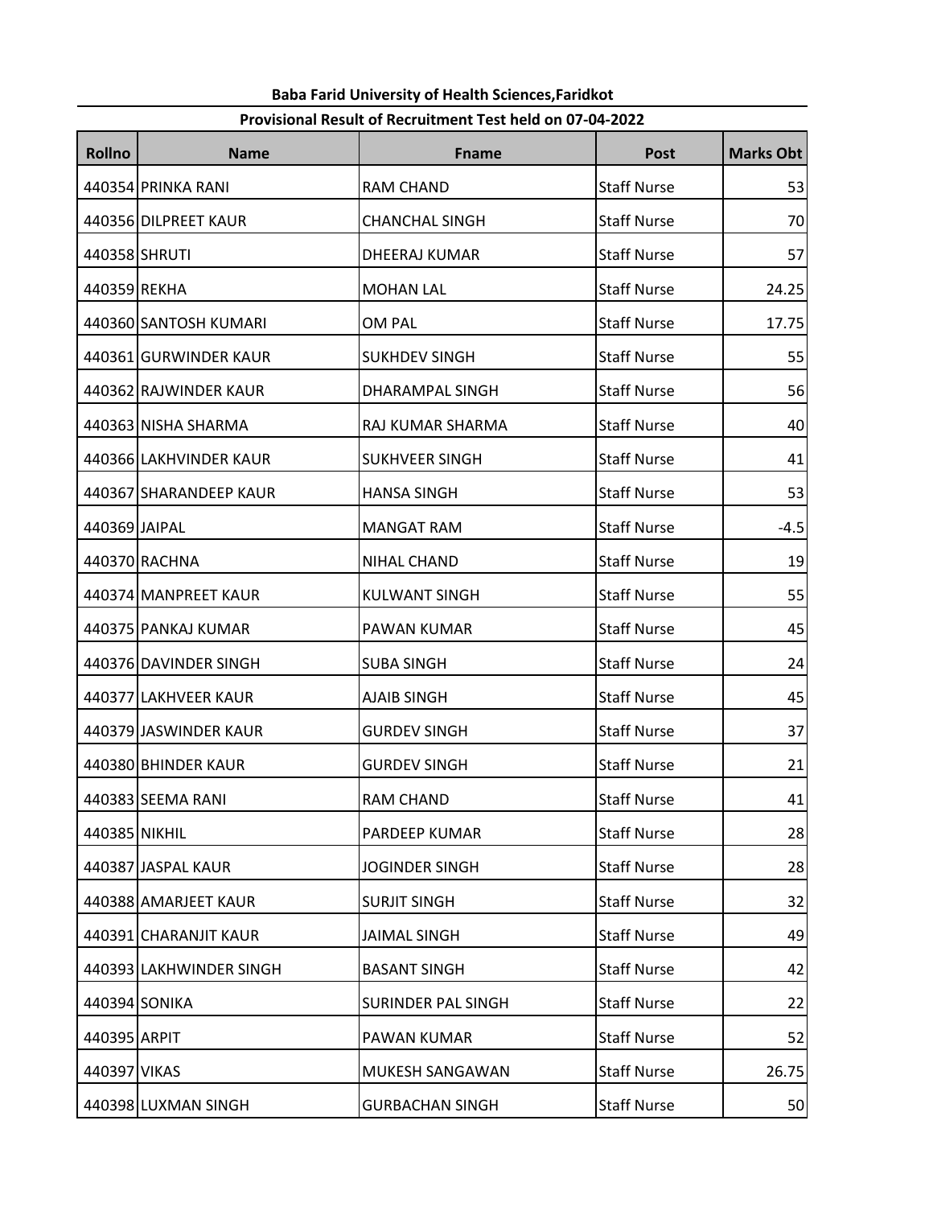Baba Farid University of Health Sciences,Faridkot

Provisional Result of Recruitment Test held on 07-04-2022

| Rollno | Name | Fname | Post | Marks Obt |
|---|---|---|---|---|
| 440354 | PRINKA RANI | RAM CHAND | Staff Nurse | 53 |
| 440356 | DILPREET KAUR | CHANCHAL SINGH | Staff Nurse | 70 |
| 440358 | SHRUTI | DHEERAJ KUMAR | Staff Nurse | 57 |
| 440359 | REKHA | MOHAN LAL | Staff Nurse | 24.25 |
| 440360 | SANTOSH KUMARI | OM PAL | Staff Nurse | 17.75 |
| 440361 | GURWINDER KAUR | SUKHDEV SINGH | Staff Nurse | 55 |
| 440362 | RAJWINDER KAUR | DHARAMPAL SINGH | Staff Nurse | 56 |
| 440363 | NISHA SHARMA | RAJ KUMAR SHARMA | Staff Nurse | 40 |
| 440366 | LAKHVINDER KAUR | SUKHVEER SINGH | Staff Nurse | 41 |
| 440367 | SHARANDEEP KAUR | HANSA SINGH | Staff Nurse | 53 |
| 440369 | JAIPAL | MANGAT RAM | Staff Nurse | -4.5 |
| 440370 | RACHNA | NIHAL CHAND | Staff Nurse | 19 |
| 440374 | MANPREET KAUR | KULWANT SINGH | Staff Nurse | 55 |
| 440375 | PANKAJ KUMAR | PAWAN KUMAR | Staff Nurse | 45 |
| 440376 | DAVINDER SINGH | SUBA SINGH | Staff Nurse | 24 |
| 440377 | LAKHVEER KAUR | AJAIB SINGH | Staff Nurse | 45 |
| 440379 | JASWINDER KAUR | GURDEV SINGH | Staff Nurse | 37 |
| 440380 | BHINDER KAUR | GURDEV SINGH | Staff Nurse | 21 |
| 440383 | SEEMA RANI | RAM CHAND | Staff Nurse | 41 |
| 440385 | NIKHIL | PARDEEP KUMAR | Staff Nurse | 28 |
| 440387 | JASPAL KAUR | JOGINDER SINGH | Staff Nurse | 28 |
| 440388 | AMARJEET KAUR | SURJIT SINGH | Staff Nurse | 32 |
| 440391 | CHARANJIT KAUR | JAIMAL SINGH | Staff Nurse | 49 |
| 440393 | LAKHWINDER SINGH | BASANT SINGH | Staff Nurse | 42 |
| 440394 | SONIKA | SURINDER PAL SINGH | Staff Nurse | 22 |
| 440395 | ARPIT | PAWAN KUMAR | Staff Nurse | 52 |
| 440397 | VIKAS | MUKESH SANGAWAN | Staff Nurse | 26.75 |
| 440398 | LUXMAN SINGH | GURBACHAN SINGH | Staff Nurse | 50 |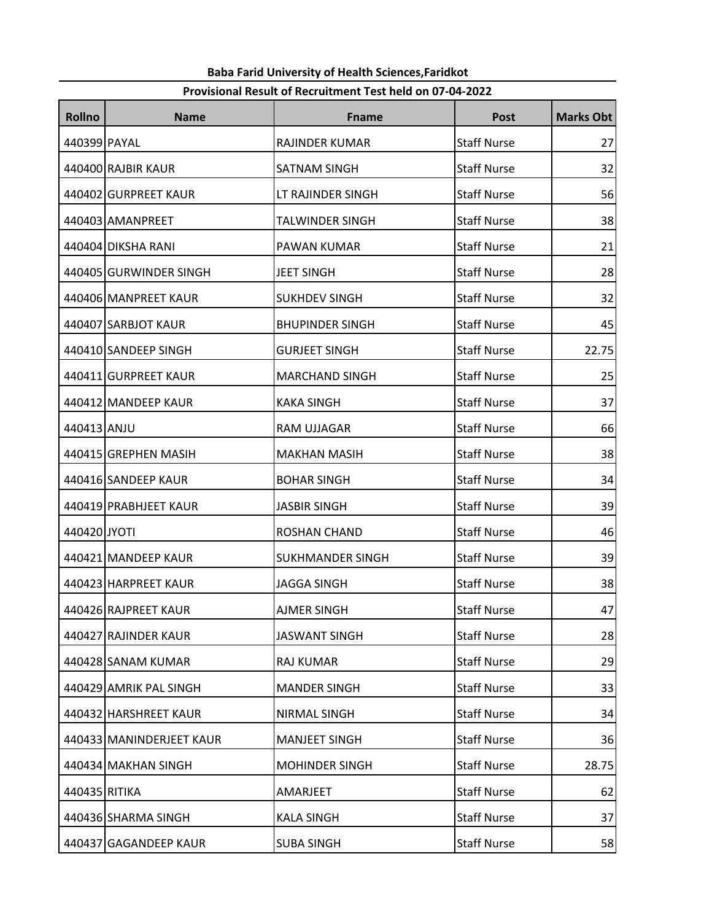**Baba Farid University of Health Sciences,Faridkot**

**Provisional Result of Recruitment Test held on 07-04-2022**

| Rollno | Name | Fname | Post | Marks Obt |
|---|---|---|---|---|
| 440399 | PAYAL | RAJINDER KUMAR | Staff Nurse | 27 |
| 440400 | RAJBIR KAUR | SATNAM SINGH | Staff Nurse | 32 |
| 440402 | GURPREET KAUR | LT RAJINDER SINGH | Staff Nurse | 56 |
| 440403 | AMANPREET | TALWINDER SINGH | Staff Nurse | 38 |
| 440404 | DIKSHA RANI | PAWAN KUMAR | Staff Nurse | 21 |
| 440405 | GURWINDER SINGH | JEET SINGH | Staff Nurse | 28 |
| 440406 | MANPREET KAUR | SUKHDEV SINGH | Staff Nurse | 32 |
| 440407 | SARBJOT KAUR | BHUPINDER SINGH | Staff Nurse | 45 |
| 440410 | SANDEEP SINGH | GURJEET SINGH | Staff Nurse | 22.75 |
| 440411 | GURPREET KAUR | MARCHAND SINGH | Staff Nurse | 25 |
| 440412 | MANDEEP KAUR | KAKA SINGH | Staff Nurse | 37 |
| 440413 | ANJU | RAM UJJAGAR | Staff Nurse | 66 |
| 440415 | GREPHEN MASIH | MAKHAN MASIH | Staff Nurse | 38 |
| 440416 | SANDEEP KAUR | BOHAR SINGH | Staff Nurse | 34 |
| 440419 | PRABHJEET KAUR | JASBIR SINGH | Staff Nurse | 39 |
| 440420 | JYOTI | ROSHAN CHAND | Staff Nurse | 46 |
| 440421 | MANDEEP KAUR | SUKHMANDER SINGH | Staff Nurse | 39 |
| 440423 | HARPREET KAUR | JAGGA SINGH | Staff Nurse | 38 |
| 440426 | RAJPREET KAUR | AJMER SINGH | Staff Nurse | 47 |
| 440427 | RAJINDER KAUR | JASWANT SINGH | Staff Nurse | 28 |
| 440428 | SANAM KUMAR | RAJ KUMAR | Staff Nurse | 29 |
| 440429 | AMRIK PAL SINGH | MANDER SINGH | Staff Nurse | 33 |
| 440432 | HARSHREET KAUR | NIRMAL SINGH | Staff Nurse | 34 |
| 440433 | MANINDERJEET KAUR | MANJEET SINGH | Staff Nurse | 36 |
| 440434 | MAKHAN SINGH | MOHINDER SINGH | Staff Nurse | 28.75 |
| 440435 | RITIKA | AMARJEET | Staff Nurse | 62 |
| 440436 | SHARMA SINGH | KALA SINGH | Staff Nurse | 37 |
| 440437 | GAGANDEEP KAUR | SUBA SINGH | Staff Nurse | 58 |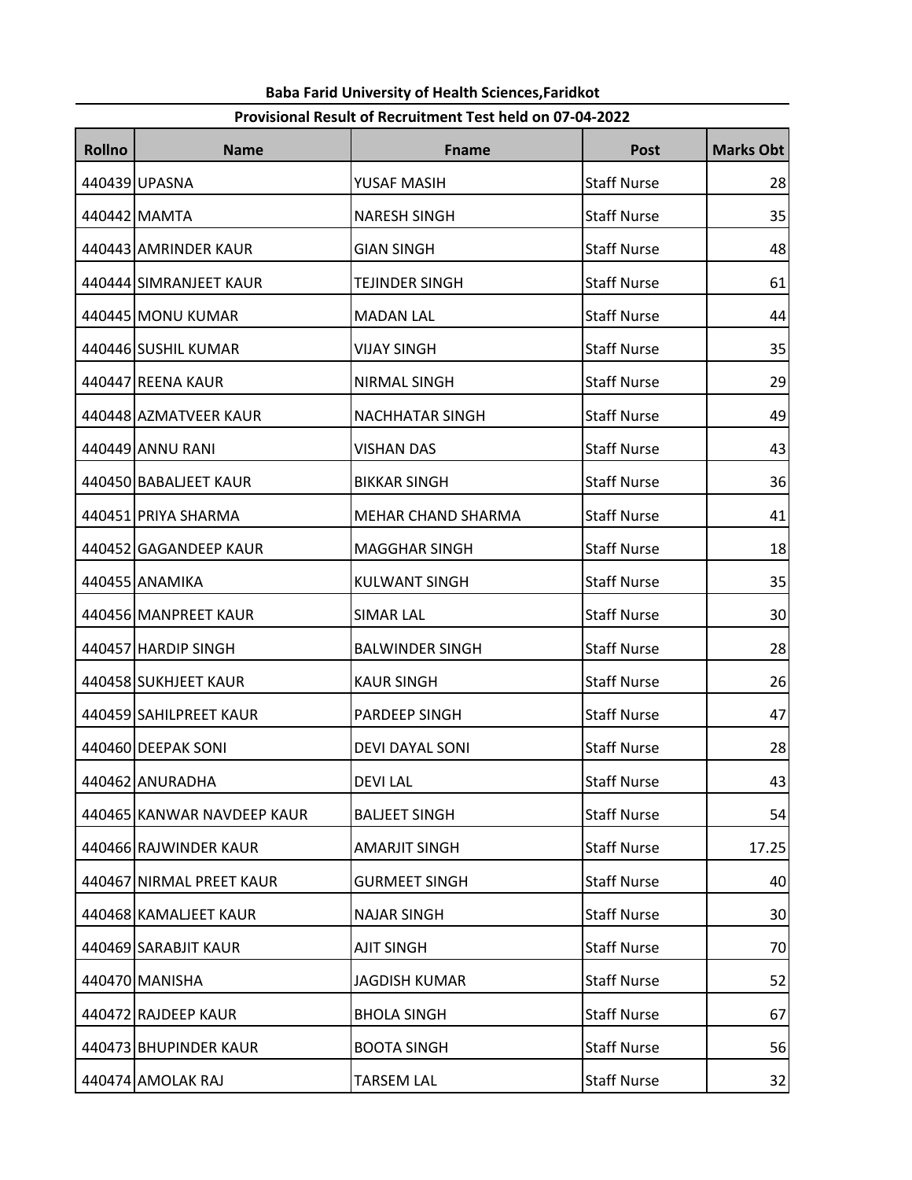**Baba Farid University of Health Sciences,Faridkot**

**Provisional Result of Recruitment Test held on 07-04-2022**

| Rollno | Name | Fname | Post | Marks Obt |
|---|---|---|---|---|
| 440439 | UPASNA | YUSAF MASIH | Staff Nurse | 28 |
| 440442 | MAMTA | NARESH SINGH | Staff Nurse | 35 |
| 440443 | AMRINDER KAUR | GIAN SINGH | Staff Nurse | 48 |
| 440444 | SIMRANJEET KAUR | TEJINDER SINGH | Staff Nurse | 61 |
| 440445 | MONU KUMAR | MADAN LAL | Staff Nurse | 44 |
| 440446 | SUSHIL KUMAR | VIJAY SINGH | Staff Nurse | 35 |
| 440447 | REENA KAUR | NIRMAL SINGH | Staff Nurse | 29 |
| 440448 | AZMATVEER KAUR | NACHHATAR SINGH | Staff Nurse | 49 |
| 440449 | ANNU RANI | VISHAN DAS | Staff Nurse | 43 |
| 440450 | BABALJEET KAUR | BIKKAR SINGH | Staff Nurse | 36 |
| 440451 | PRIYA SHARMA | MEHAR CHAND SHARMA | Staff Nurse | 41 |
| 440452 | GAGANDEEP KAUR | MAGGHAR SINGH | Staff Nurse | 18 |
| 440455 | ANAMIKA | KULWANT SINGH | Staff Nurse | 35 |
| 440456 | MANPREET KAUR | SIMAR LAL | Staff Nurse | 30 |
| 440457 | HARDIP SINGH | BALWINDER SINGH | Staff Nurse | 28 |
| 440458 | SUKHJEET KAUR | KAUR SINGH | Staff Nurse | 26 |
| 440459 | SAHILPREET KAUR | PARDEEP SINGH | Staff Nurse | 47 |
| 440460 | DEEPAK SONI | DEVI DAYAL SONI | Staff Nurse | 28 |
| 440462 | ANURADHA | DEVI LAL | Staff Nurse | 43 |
| 440465 | KANWAR NAVDEEP KAUR | BALJEET SINGH | Staff Nurse | 54 |
| 440466 | RAJWINDER KAUR | AMARJIT SINGH | Staff Nurse | 17.25 |
| 440467 | NIRMAL PREET KAUR | GURMEET SINGH | Staff Nurse | 40 |
| 440468 | KAMALJEET KAUR | NAJAR SINGH | Staff Nurse | 30 |
| 440469 | SARABJIT KAUR | AJIT SINGH | Staff Nurse | 70 |
| 440470 | MANISHA | JAGDISH KUMAR | Staff Nurse | 52 |
| 440472 | RAJDEEP KAUR | BHOLA SINGH | Staff Nurse | 67 |
| 440473 | BHUPINDER KAUR | BOOTA SINGH | Staff Nurse | 56 |
| 440474 | AMOLAK RAJ | TARSEM LAL | Staff Nurse | 32 |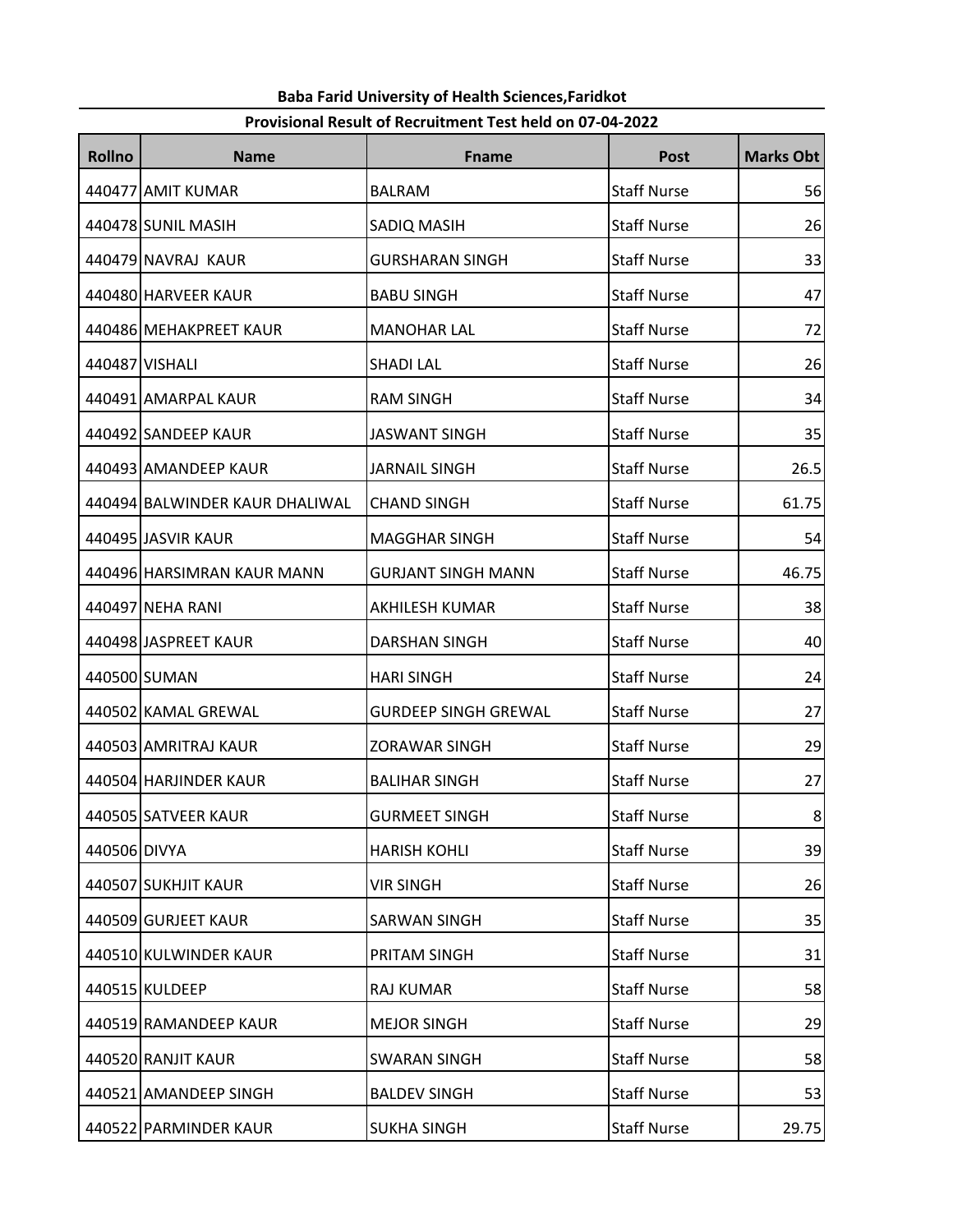**Baba Farid University of Health Sciences,Faridkot**

**Provisional Result of Recruitment Test held on 07-04-2022**

| Rollno | Name | Fname | Post | Marks Obt |
|---|---|---|---|---|
| 440477 | AMIT KUMAR | BALRAM | Staff Nurse | 56 |
| 440478 | SUNIL MASIH | SADIQ MASIH | Staff Nurse | 26 |
| 440479 | NAVRAJ KAUR | GURSHARAN SINGH | Staff Nurse | 33 |
| 440480 | HARVEER KAUR | BABU SINGH | Staff Nurse | 47 |
| 440486 | MEHAKPREET KAUR | MANOHAR LAL | Staff Nurse | 72 |
| 440487 | VISHALI | SHADI LAL | Staff Nurse | 26 |
| 440491 | AMARPAL KAUR | RAM SINGH | Staff Nurse | 34 |
| 440492 | SANDEEP KAUR | JASWANT SINGH | Staff Nurse | 35 |
| 440493 | AMANDEEP KAUR | JARNAIL SINGH | Staff Nurse | 26.5 |
| 440494 | BALWINDER KAUR DHALIWAL | CHAND SINGH | Staff Nurse | 61.75 |
| 440495 | JASVIR KAUR | MAGGHAR SINGH | Staff Nurse | 54 |
| 440496 | HARSIMRAN KAUR MANN | GURJANT SINGH MANN | Staff Nurse | 46.75 |
| 440497 | NEHA RANI | AKHILESH KUMAR | Staff Nurse | 38 |
| 440498 | JASPREET KAUR | DARSHAN SINGH | Staff Nurse | 40 |
| 440500 | SUMAN | HARI SINGH | Staff Nurse | 24 |
| 440502 | KAMAL GREWAL | GURDEEP SINGH GREWAL | Staff Nurse | 27 |
| 440503 | AMRITRAJ KAUR | ZORAWAR SINGH | Staff Nurse | 29 |
| 440504 | HARJINDER KAUR | BALIHAR SINGH | Staff Nurse | 27 |
| 440505 | SATVEER KAUR | GURMEET SINGH | Staff Nurse | 8 |
| 440506 | DIVYA | HARISH KOHLI | Staff Nurse | 39 |
| 440507 | SUKHJIT KAUR | VIR SINGH | Staff Nurse | 26 |
| 440509 | GURJEET KAUR | SARWAN SINGH | Staff Nurse | 35 |
| 440510 | KULWINDER KAUR | PRITAM SINGH | Staff Nurse | 31 |
| 440515 | KULDEEP | RAJ KUMAR | Staff Nurse | 58 |
| 440519 | RAMANDEEP KAUR | MEJOR SINGH | Staff Nurse | 29 |
| 440520 | RANJIT KAUR | SWARAN SINGH | Staff Nurse | 58 |
| 440521 | AMANDEEP SINGH | BALDEV SINGH | Staff Nurse | 53 |
| 440522 | PARMINDER KAUR | SUKHA SINGH | Staff Nurse | 29.75 |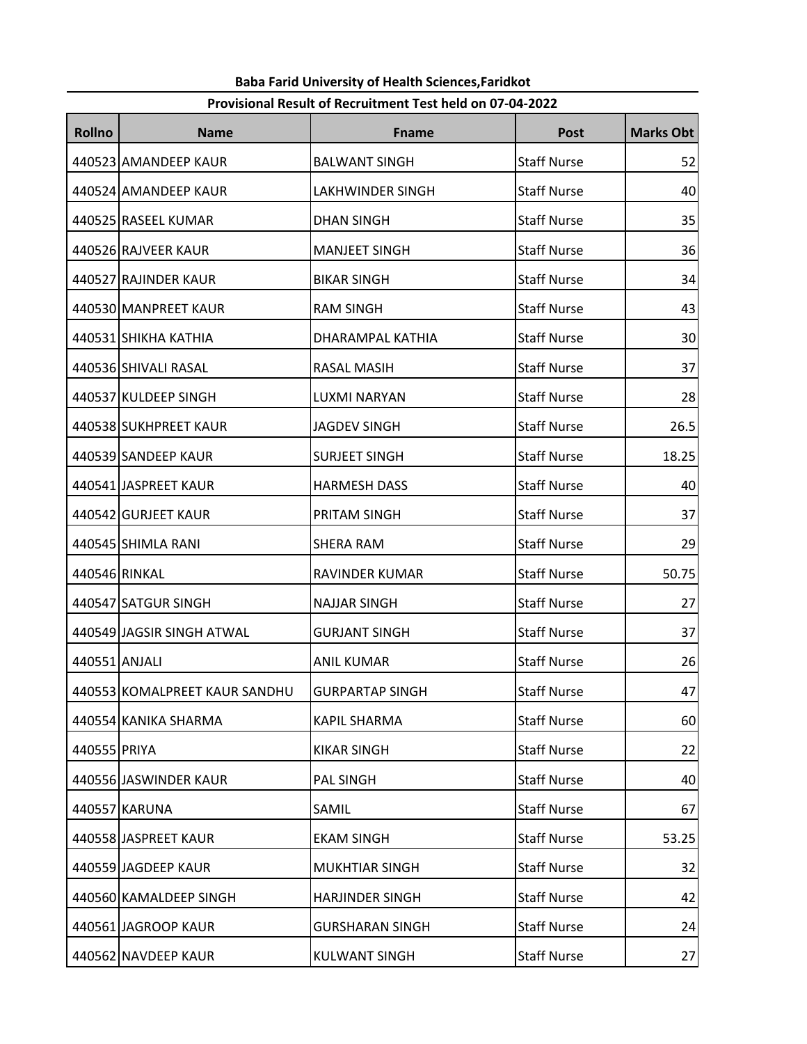**Baba Farid University of Health Sciences,Faridkot**

**Provisional Result of Recruitment Test held on 07-04-2022**

| Rollno | Name | Fname | Post | Marks Obt |
|---|---|---|---|---|
| 440523 | AMANDEEP KAUR | BALWANT SINGH | Staff Nurse | 52 |
| 440524 | AMANDEEP KAUR | LAKHWINDER SINGH | Staff Nurse | 40 |
| 440525 | RASEEL KUMAR | DHAN SINGH | Staff Nurse | 35 |
| 440526 | RAJVEER KAUR | MANJEET SINGH | Staff Nurse | 36 |
| 440527 | RAJINDER KAUR | BIKAR SINGH | Staff Nurse | 34 |
| 440530 | MANPREET KAUR | RAM SINGH | Staff Nurse | 43 |
| 440531 | SHIKHA KATHIA | DHARAMPAL KATHIA | Staff Nurse | 30 |
| 440536 | SHIVALI RASAL | RASAL MASIH | Staff Nurse | 37 |
| 440537 | KULDEEP SINGH | LUXMI NARYAN | Staff Nurse | 28 |
| 440538 | SUKHPREET KAUR | JAGDEV SINGH | Staff Nurse | 26.5 |
| 440539 | SANDEEP KAUR | SURJEET SINGH | Staff Nurse | 18.25 |
| 440541 | JASPREET KAUR | HARMESH DASS | Staff Nurse | 40 |
| 440542 | GURJEET KAUR | PRITAM SINGH | Staff Nurse | 37 |
| 440545 | SHIMLA RANI | SHERA RAM | Staff Nurse | 29 |
| 440546 | RINKAL | RAVINDER KUMAR | Staff Nurse | 50.75 |
| 440547 | SATGUR SINGH | NAJJAR SINGH | Staff Nurse | 27 |
| 440549 | JAGSIR SINGH ATWAL | GURJANT SINGH | Staff Nurse | 37 |
| 440551 | ANJALI | ANIL KUMAR | Staff Nurse | 26 |
| 440553 | KOMALPREET KAUR SANDHU | GURPARTAP SINGH | Staff Nurse | 47 |
| 440554 | KANIKA SHARMA | KAPIL SHARMA | Staff Nurse | 60 |
| 440555 | PRIYA | KIKAR SINGH | Staff Nurse | 22 |
| 440556 | JASWINDER KAUR | PAL SINGH | Staff Nurse | 40 |
| 440557 | KARUNA | SAMIL | Staff Nurse | 67 |
| 440558 | JASPREET KAUR | EKAM SINGH | Staff Nurse | 53.25 |
| 440559 | JAGDEEP KAUR | MUKHTIAR SINGH | Staff Nurse | 32 |
| 440560 | KAMALDEEP SINGH | HARJINDER SINGH | Staff Nurse | 42 |
| 440561 | JAGROOP KAUR | GURSHARAN SINGH | Staff Nurse | 24 |
| 440562 | NAVDEEP KAUR | KULWANT SINGH | Staff Nurse | 27 |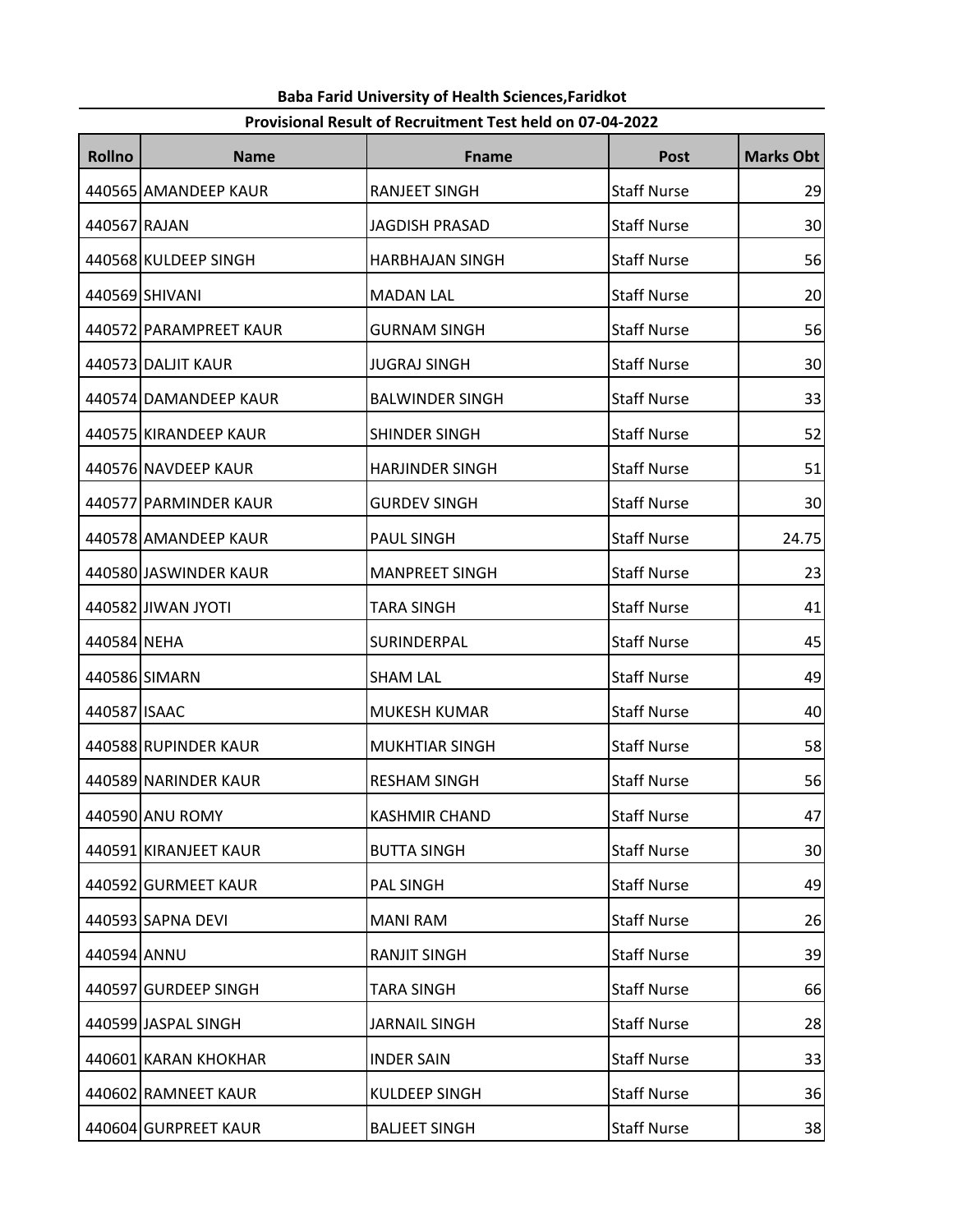**Baba Farid University of Health Sciences,Faridkot**

**Provisional Result of Recruitment Test held on 07-04-2022**

| Rollno | Name | Fname | Post | Marks Obt |
|---|---|---|---|---|
| 440565 | AMANDEEP KAUR | RANJEET SINGH | Staff Nurse | 29 |
| 440567 | RAJAN | JAGDISH PRASAD | Staff Nurse | 30 |
| 440568 | KULDEEP SINGH | HARBHAJAN SINGH | Staff Nurse | 56 |
| 440569 | SHIVANI | MADAN LAL | Staff Nurse | 20 |
| 440572 | PARAMPREET KAUR | GURNAM SINGH | Staff Nurse | 56 |
| 440573 | DALJIT KAUR | JUGRAJ SINGH | Staff Nurse | 30 |
| 440574 | DAMANDEEP KAUR | BALWINDER SINGH | Staff Nurse | 33 |
| 440575 | KIRANDEEP KAUR | SHINDER SINGH | Staff Nurse | 52 |
| 440576 | NAVDEEP KAUR | HARJINDER SINGH | Staff Nurse | 51 |
| 440577 | PARMINDER KAUR | GURDEV SINGH | Staff Nurse | 30 |
| 440578 | AMANDEEP KAUR | PAUL SINGH | Staff Nurse | 24.75 |
| 440580 | JASWINDER KAUR | MANPREET SINGH | Staff Nurse | 23 |
| 440582 | JIWAN JYOTI | TARA SINGH | Staff Nurse | 41 |
| 440584 | NEHA | SURINDERPAL | Staff Nurse | 45 |
| 440586 | SIMARN | SHAM LAL | Staff Nurse | 49 |
| 440587 | ISAAC | MUKESH KUMAR | Staff Nurse | 40 |
| 440588 | RUPINDER KAUR | MUKHTIAR SINGH | Staff Nurse | 58 |
| 440589 | NARINDER KAUR | RESHAM SINGH | Staff Nurse | 56 |
| 440590 | ANU ROMY | KASHMIR CHAND | Staff Nurse | 47 |
| 440591 | KIRANJEET KAUR | BUTTA SINGH | Staff Nurse | 30 |
| 440592 | GURMEET KAUR | PAL SINGH | Staff Nurse | 49 |
| 440593 | SAPNA DEVI | MANI RAM | Staff Nurse | 26 |
| 440594 | ANNU | RANJIT SINGH | Staff Nurse | 39 |
| 440597 | GURDEEP SINGH | TARA SINGH | Staff Nurse | 66 |
| 440599 | JASPAL SINGH | JARNAIL SINGH | Staff Nurse | 28 |
| 440601 | KARAN KHOKHAR | INDER SAIN | Staff Nurse | 33 |
| 440602 | RAMNEET KAUR | KULDEEP SINGH | Staff Nurse | 36 |
| 440604 | GURPREET KAUR | BALJEET SINGH | Staff Nurse | 38 |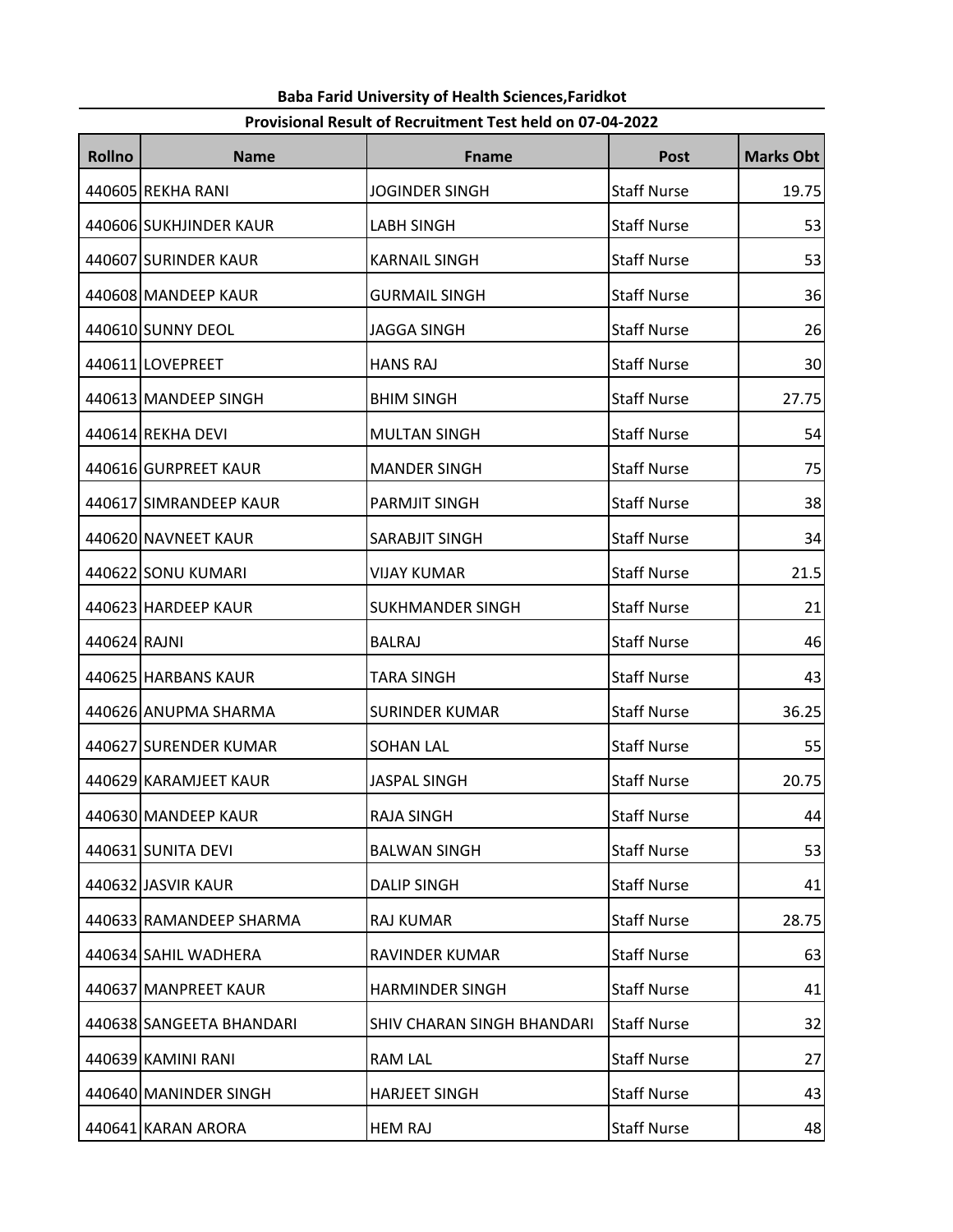**Baba Farid University of Health Sciences,Faridkot**

**Provisional Result of Recruitment Test held on 07-04-2022**

| Rollno | Name | Fname | Post | Marks Obt |
|---|---|---|---|---|
| 440605 | REKHA RANI | JOGINDER SINGH | Staff Nurse | 19.75 |
| 440606 | SUKHJINDER KAUR | LABH SINGH | Staff Nurse | 53 |
| 440607 | SURINDER KAUR | KARNAIL SINGH | Staff Nurse | 53 |
| 440608 | MANDEEP KAUR | GURMAIL SINGH | Staff Nurse | 36 |
| 440610 | SUNNY DEOL | JAGGA SINGH | Staff Nurse | 26 |
| 440611 | LOVEPREET | HANS RAJ | Staff Nurse | 30 |
| 440613 | MANDEEP SINGH | BHIM SINGH | Staff Nurse | 27.75 |
| 440614 | REKHA DEVI | MULTAN SINGH | Staff Nurse | 54 |
| 440616 | GURPREET KAUR | MANDER SINGH | Staff Nurse | 75 |
| 440617 | SIMRANDEEP KAUR | PARMJIT SINGH | Staff Nurse | 38 |
| 440620 | NAVNEET KAUR | SARABJIT SINGH | Staff Nurse | 34 |
| 440622 | SONU KUMARI | VIJAY KUMAR | Staff Nurse | 21.5 |
| 440623 | HARDEEP KAUR | SUKHMANDER SINGH | Staff Nurse | 21 |
| 440624 | RAJNI | BALRAJ | Staff Nurse | 46 |
| 440625 | HARBANS KAUR | TARA SINGH | Staff Nurse | 43 |
| 440626 | ANUPMA SHARMA | SURINDER KUMAR | Staff Nurse | 36.25 |
| 440627 | SURENDER KUMAR | SOHAN LAL | Staff Nurse | 55 |
| 440629 | KARAMJEET KAUR | JASPAL SINGH | Staff Nurse | 20.75 |
| 440630 | MANDEEP KAUR | RAJA SINGH | Staff Nurse | 44 |
| 440631 | SUNITA DEVI | BALWAN SINGH | Staff Nurse | 53 |
| 440632 | JASVIR KAUR | DALIP SINGH | Staff Nurse | 41 |
| 440633 | RAMANDEEP SHARMA | RAJ KUMAR | Staff Nurse | 28.75 |
| 440634 | SAHIL WADHERA | RAVINDER KUMAR | Staff Nurse | 63 |
| 440637 | MANPREET KAUR | HARMINDER SINGH | Staff Nurse | 41 |
| 440638 | SANGEETA BHANDARI | SHIV CHARAN SINGH BHANDARI | Staff Nurse | 32 |
| 440639 | KAMINI RANI | RAM LAL | Staff Nurse | 27 |
| 440640 | MANINDER SINGH | HARJEET SINGH | Staff Nurse | 43 |
| 440641 | KARAN ARORA | HEM RAJ | Staff Nurse | 48 |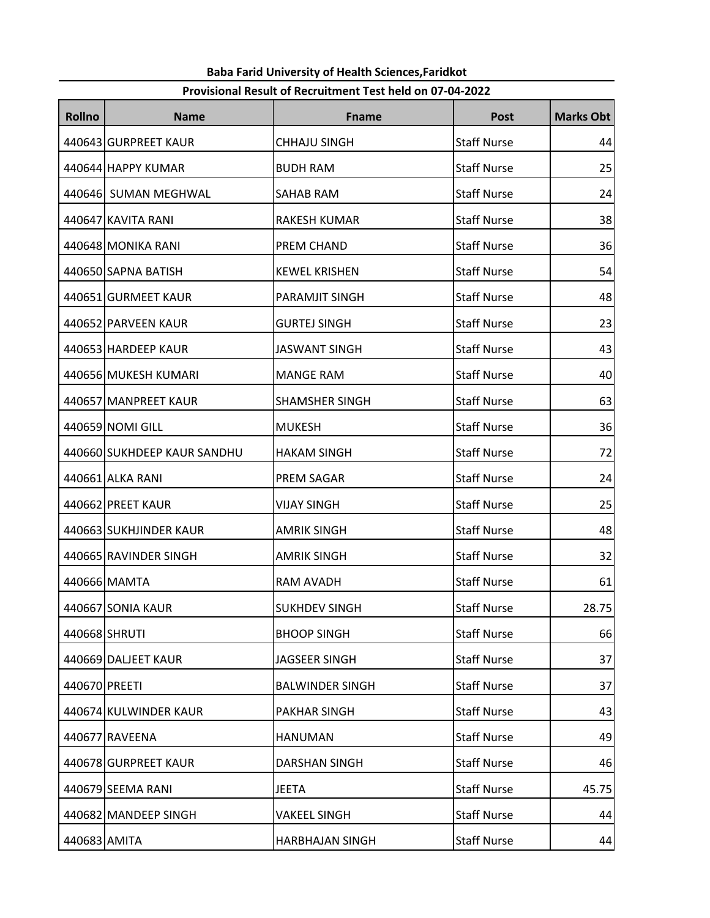**Baba Farid University of Health Sciences,Faridkot**

**Provisional Result of Recruitment Test held on 07-04-2022**

| Rollno | Name | Fname | Post | Marks Obt |
|---|---|---|---|---|
| 440643 | GURPREET KAUR | CHHAJU SINGH | Staff Nurse | 44 |
| 440644 | HAPPY KUMAR | BUDH RAM | Staff Nurse | 25 |
| 440646 | SUMAN MEGHWAL | SAHAB RAM | Staff Nurse | 24 |
| 440647 | KAVITA RANI | RAKESH KUMAR | Staff Nurse | 38 |
| 440648 | MONIKA RANI | PREM CHAND | Staff Nurse | 36 |
| 440650 | SAPNA BATISH | KEWEL KRISHEN | Staff Nurse | 54 |
| 440651 | GURMEET KAUR | PARAMJIT SINGH | Staff Nurse | 48 |
| 440652 | PARVEEN KAUR | GURTEJ SINGH | Staff Nurse | 23 |
| 440653 | HARDEEP KAUR | JASWANT SINGH | Staff Nurse | 43 |
| 440656 | MUKESH KUMARI | MANGE RAM | Staff Nurse | 40 |
| 440657 | MANPREET KAUR | SHAMSHER SINGH | Staff Nurse | 63 |
| 440659 | NOMI GILL | MUKESH | Staff Nurse | 36 |
| 440660 | SUKHDEEP KAUR SANDHU | HAKAM SINGH | Staff Nurse | 72 |
| 440661 | ALKA RANI | PREM SAGAR | Staff Nurse | 24 |
| 440662 | PREET KAUR | VIJAY SINGH | Staff Nurse | 25 |
| 440663 | SUKHJINDER KAUR | AMRIK SINGH | Staff Nurse | 48 |
| 440665 | RAVINDER SINGH | AMRIK SINGH | Staff Nurse | 32 |
| 440666 | MAMTA | RAM AVADH | Staff Nurse | 61 |
| 440667 | SONIA KAUR | SUKHDEV SINGH | Staff Nurse | 28.75 |
| 440668 | SHRUTI | BHOOP SINGH | Staff Nurse | 66 |
| 440669 | DALJEET KAUR | JAGSEER SINGH | Staff Nurse | 37 |
| 440670 | PREETI | BALWINDER SINGH | Staff Nurse | 37 |
| 440674 | KULWINDER KAUR | PAKHAR SINGH | Staff Nurse | 43 |
| 440677 | RAVEENA | HANUMAN | Staff Nurse | 49 |
| 440678 | GURPREET KAUR | DARSHAN SINGH | Staff Nurse | 46 |
| 440679 | SEEMA RANI | JEETA | Staff Nurse | 45.75 |
| 440682 | MANDEEP SINGH | VAKEEL SINGH | Staff Nurse | 44 |
| 440683 | AMITA | HARBHAJAN SINGH | Staff Nurse | 44 |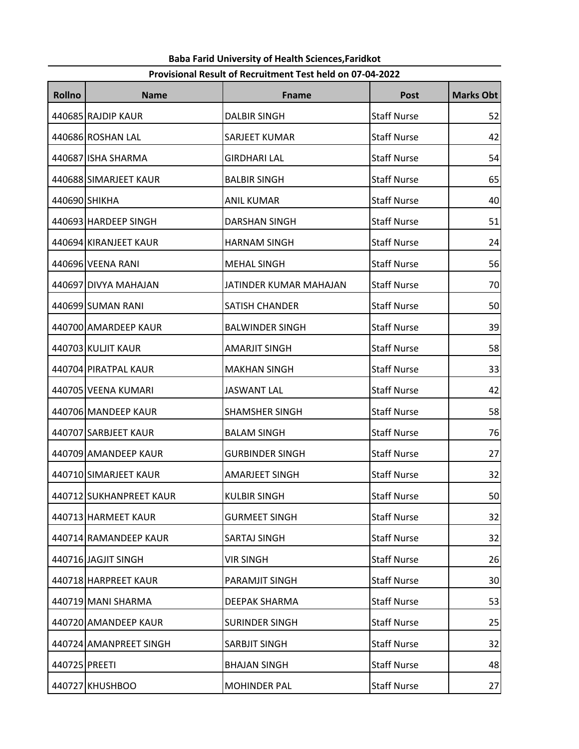**Baba Farid University of Health Sciences,Faridkot**

**Provisional Result of Recruitment Test held on 07-04-2022**

| Rollno | Name | Fname | Post | Marks Obt |
|---|---|---|---|---|
| 440685 | RAJDIP KAUR | DALBIR SINGH | Staff Nurse | 52 |
| 440686 | ROSHAN LAL | SARJEET KUMAR | Staff Nurse | 42 |
| 440687 | ISHA SHARMA | GIRDHARI LAL | Staff Nurse | 54 |
| 440688 | SIMARJEET KAUR | BALBIR SINGH | Staff Nurse | 65 |
| 440690 | SHIKHA | ANIL KUMAR | Staff Nurse | 40 |
| 440693 | HARDEEP SINGH | DARSHAN SINGH | Staff Nurse | 51 |
| 440694 | KIRANJEET KAUR | HARNAM SINGH | Staff Nurse | 24 |
| 440696 | VEENA RANI | MEHAL SINGH | Staff Nurse | 56 |
| 440697 | DIVYA MAHAJAN | JATINDER KUMAR MAHAJAN | Staff Nurse | 70 |
| 440699 | SUMAN RANI | SATISH CHANDER | Staff Nurse | 50 |
| 440700 | AMARDEEP KAUR | BALWINDER SINGH | Staff Nurse | 39 |
| 440703 | KULJIT KAUR | AMARJIT SINGH | Staff Nurse | 58 |
| 440704 | PIRATPAL KAUR | MAKHAN SINGH | Staff Nurse | 33 |
| 440705 | VEENA KUMARI | JASWANT LAL | Staff Nurse | 42 |
| 440706 | MANDEEP KAUR | SHAMSHER SINGH | Staff Nurse | 58 |
| 440707 | SARBJEET KAUR | BALAM SINGH | Staff Nurse | 76 |
| 440709 | AMANDEEP KAUR | GURBINDER SINGH | Staff Nurse | 27 |
| 440710 | SIMARJEET KAUR | AMARJEET SINGH | Staff Nurse | 32 |
| 440712 | SUKHANPREET KAUR | KULBIR SINGH | Staff Nurse | 50 |
| 440713 | HARMEET KAUR | GURMEET SINGH | Staff Nurse | 32 |
| 440714 | RAMANDEEP KAUR | SARTAJ SINGH | Staff Nurse | 32 |
| 440716 | JAGJIT SINGH | VIR SINGH | Staff Nurse | 26 |
| 440718 | HARPREET KAUR | PARAMJIT SINGH | Staff Nurse | 30 |
| 440719 | MANI SHARMA | DEEPAK SHARMA | Staff Nurse | 53 |
| 440720 | AMANDEEP KAUR | SURINDER SINGH | Staff Nurse | 25 |
| 440724 | AMANPREET SINGH | SARBJIT SINGH | Staff Nurse | 32 |
| 440725 | PREETI | BHAJAN SINGH | Staff Nurse | 48 |
| 440727 | KHUSHBOO | MOHINDER PAL | Staff Nurse | 27 |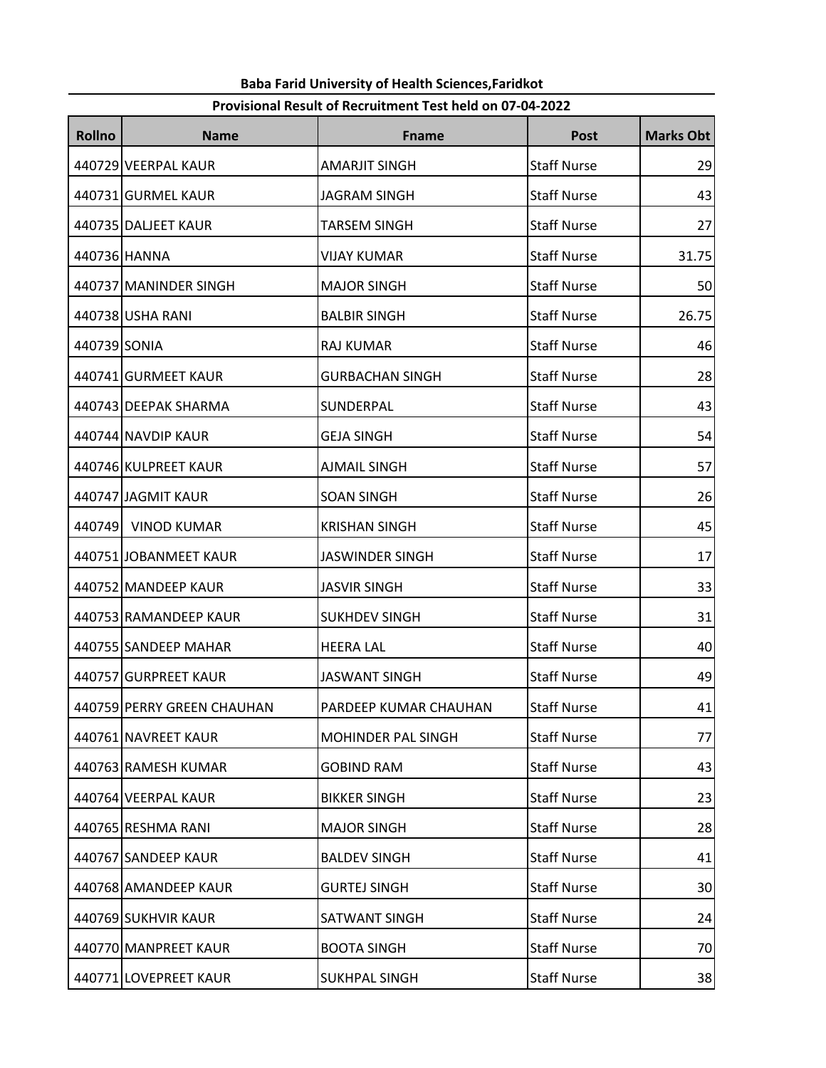**Baba Farid University of Health Sciences,Faridkot**

**Provisional Result of Recruitment Test held on 07-04-2022**

| Rollno | Name | Fname | Post | Marks Obt |
|---|---|---|---|---|
| 440729 | VEERPAL KAUR | AMARJIT SINGH | Staff Nurse | 29 |
| 440731 | GURMEL KAUR | JAGRAM SINGH | Staff Nurse | 43 |
| 440735 | DALJEET KAUR | TARSEM SINGH | Staff Nurse | 27 |
| 440736 | HANNA | VIJAY KUMAR | Staff Nurse | 31.75 |
| 440737 | MANINDER SINGH | MAJOR SINGH | Staff Nurse | 50 |
| 440738 | USHA RANI | BALBIR SINGH | Staff Nurse | 26.75 |
| 440739 | SONIA | RAJ KUMAR | Staff Nurse | 46 |
| 440741 | GURMEET KAUR | GURBACHAN SINGH | Staff Nurse | 28 |
| 440743 | DEEPAK SHARMA | SUNDERPAL | Staff Nurse | 43 |
| 440744 | NAVDIP KAUR | GEJA SINGH | Staff Nurse | 54 |
| 440746 | KULPREET KAUR | AJMAIL SINGH | Staff Nurse | 57 |
| 440747 | JAGMIT KAUR | SOAN SINGH | Staff Nurse | 26 |
| 440749 | VINOD KUMAR | KRISHAN SINGH | Staff Nurse | 45 |
| 440751 | JOBANMEET KAUR | JASWINDER SINGH | Staff Nurse | 17 |
| 440752 | MANDEEP KAUR | JASVIR SINGH | Staff Nurse | 33 |
| 440753 | RAMANDEEP KAUR | SUKHDEV SINGH | Staff Nurse | 31 |
| 440755 | SANDEEP MAHAR | HEERA LAL | Staff Nurse | 40 |
| 440757 | GURPREET KAUR | JASWANT SINGH | Staff Nurse | 49 |
| 440759 | PERRY GREEN CHAUHAN | PARDEEP KUMAR CHAUHAN | Staff Nurse | 41 |
| 440761 | NAVREET KAUR | MOHINDER PAL SINGH | Staff Nurse | 77 |
| 440763 | RAMESH KUMAR | GOBIND RAM | Staff Nurse | 43 |
| 440764 | VEERPAL KAUR | BIKKER SINGH | Staff Nurse | 23 |
| 440765 | RESHMA RANI | MAJOR SINGH | Staff Nurse | 28 |
| 440767 | SANDEEP KAUR | BALDEV SINGH | Staff Nurse | 41 |
| 440768 | AMANDEEP KAUR | GURTEJ SINGH | Staff Nurse | 30 |
| 440769 | SUKHVIR KAUR | SATWANT SINGH | Staff Nurse | 24 |
| 440770 | MANPREET KAUR | BOOTA SINGH | Staff Nurse | 70 |
| 440771 | LOVEPREET KAUR | SUKHPAL SINGH | Staff Nurse | 38 |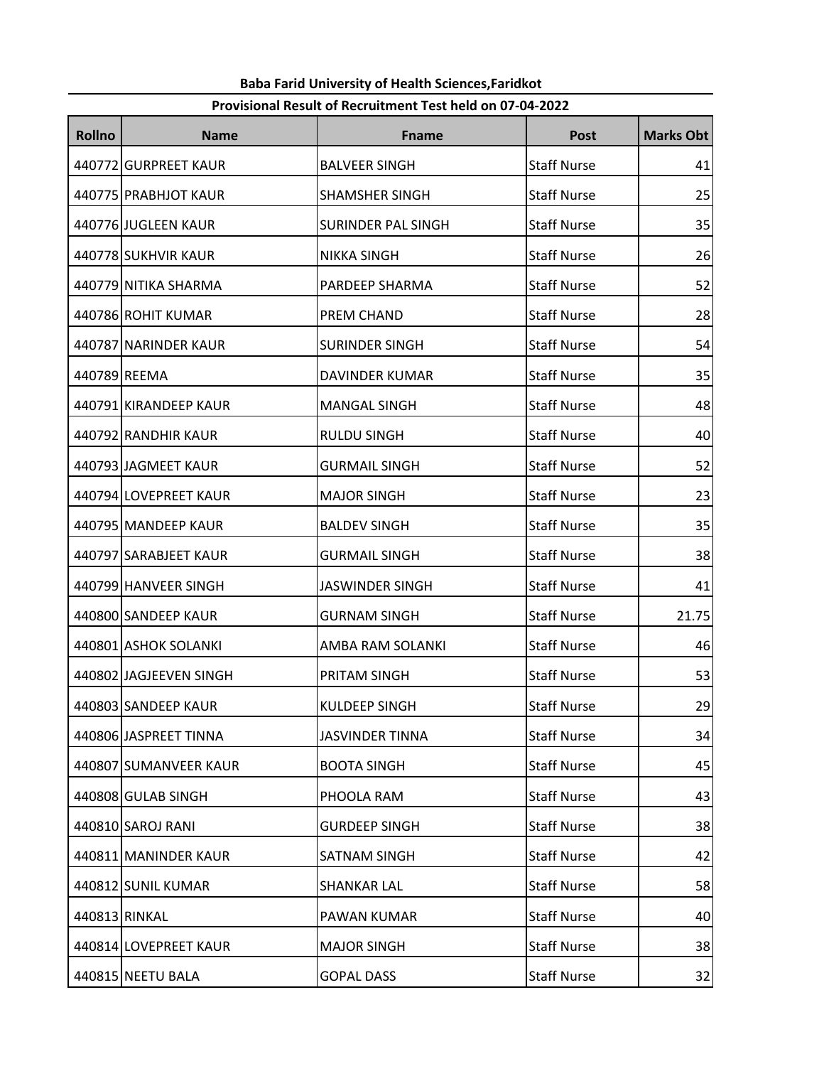**Baba Farid University of Health Sciences,Faridkot**

**Provisional Result of Recruitment Test held on 07-04-2022**

| Rollno | Name | Fname | Post | Marks Obt |
|---|---|---|---|---|
| 440772 | GURPREET KAUR | BALVEER SINGH | Staff Nurse | 41 |
| 440775 | PRABHJOT KAUR | SHAMSHER SINGH | Staff Nurse | 25 |
| 440776 | JUGLEEN KAUR | SURINDER PAL SINGH | Staff Nurse | 35 |
| 440778 | SUKHVIR KAUR | NIKKA SINGH | Staff Nurse | 26 |
| 440779 | NITIKA SHARMA | PARDEEP SHARMA | Staff Nurse | 52 |
| 440786 | ROHIT KUMAR | PREM CHAND | Staff Nurse | 28 |
| 440787 | NARINDER KAUR | SURINDER SINGH | Staff Nurse | 54 |
| 440789 | REEMA | DAVINDER KUMAR | Staff Nurse | 35 |
| 440791 | KIRANDEEP KAUR | MANGAL SINGH | Staff Nurse | 48 |
| 440792 | RANDHIR KAUR | RULDU SINGH | Staff Nurse | 40 |
| 440793 | JAGMEET KAUR | GURMAIL SINGH | Staff Nurse | 52 |
| 440794 | LOVEPREET KAUR | MAJOR SINGH | Staff Nurse | 23 |
| 440795 | MANDEEP KAUR | BALDEV SINGH | Staff Nurse | 35 |
| 440797 | SARABJEET KAUR | GURMAIL SINGH | Staff Nurse | 38 |
| 440799 | HANVEER SINGH | JASWINDER SINGH | Staff Nurse | 41 |
| 440800 | SANDEEP KAUR | GURNAM SINGH | Staff Nurse | 21.75 |
| 440801 | ASHOK SOLANKI | AMBA RAM SOLANKI | Staff Nurse | 46 |
| 440802 | JAGJEEVEN SINGH | PRITAM SINGH | Staff Nurse | 53 |
| 440803 | SANDEEP KAUR | KULDEEP SINGH | Staff Nurse | 29 |
| 440806 | JASPREET TINNA | JASVINDER TINNA | Staff Nurse | 34 |
| 440807 | SUMANVEER KAUR | BOOTA SINGH | Staff Nurse | 45 |
| 440808 | GULAB SINGH | PHOOLA RAM | Staff Nurse | 43 |
| 440810 | SAROJ RANI | GURDEEP SINGH | Staff Nurse | 38 |
| 440811 | MANINDER KAUR | SATNAM SINGH | Staff Nurse | 42 |
| 440812 | SUNIL KUMAR | SHANKAR LAL | Staff Nurse | 58 |
| 440813 | RINKAL | PAWAN KUMAR | Staff Nurse | 40 |
| 440814 | LOVEPREET KAUR | MAJOR SINGH | Staff Nurse | 38 |
| 440815 | NEETU BALA | GOPAL DASS | Staff Nurse | 32 |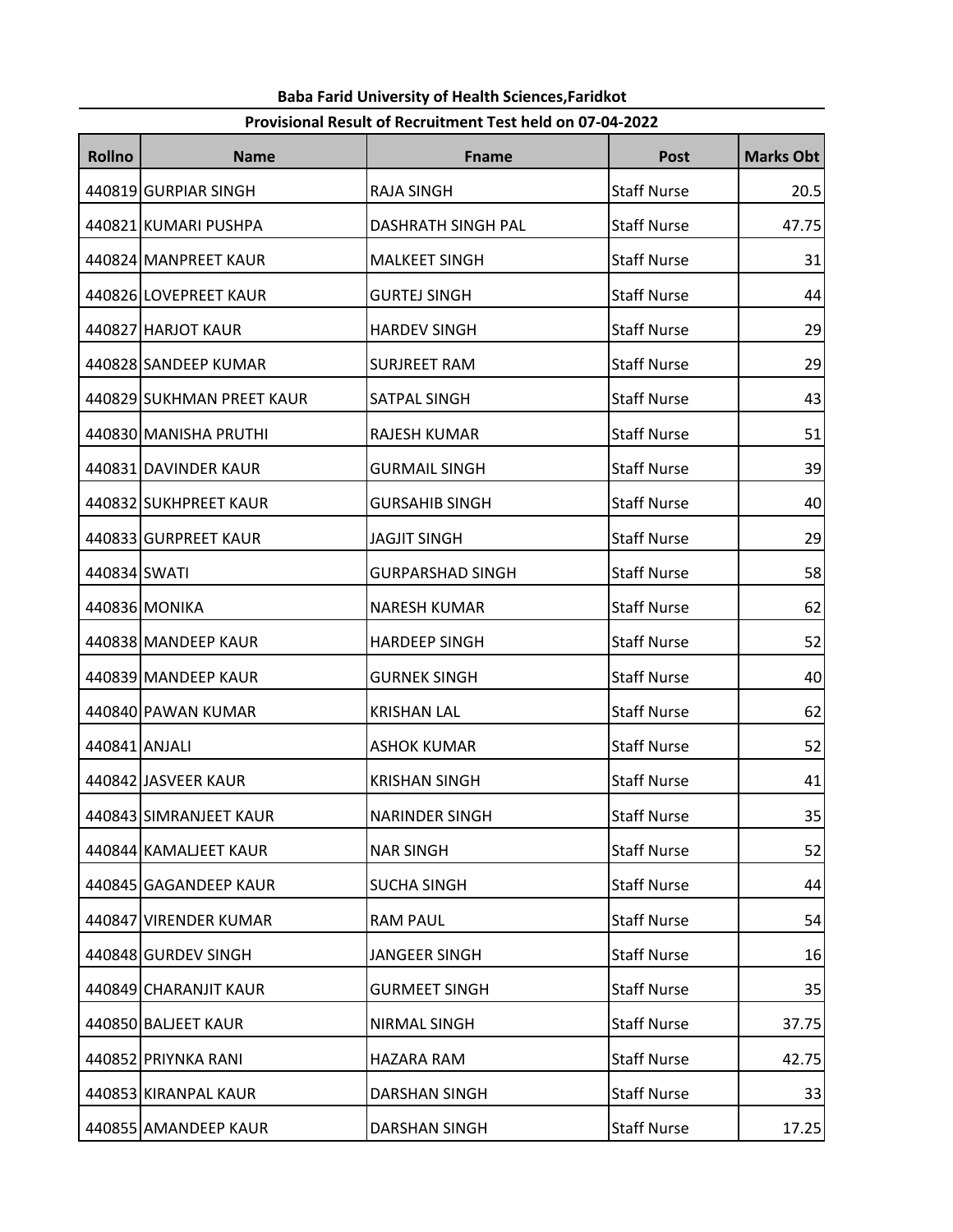**Baba Farid University of Health Sciences,Faridkot**

**Provisional Result of Recruitment Test held on 07-04-2022**

| Rollno | Name | Fname | Post | Marks Obt |
|---|---|---|---|---|
| 440819 | GURPIAR SINGH | RAJA SINGH | Staff Nurse | 20.5 |
| 440821 | KUMARI PUSHPA | DASHRATH SINGH PAL | Staff Nurse | 47.75 |
| 440824 | MANPREET KAUR | MALKEET SINGH | Staff Nurse | 31 |
| 440826 | LOVEPREET KAUR | GURTEJ SINGH | Staff Nurse | 44 |
| 440827 | HARJOT KAUR | HARDEV SINGH | Staff Nurse | 29 |
| 440828 | SANDEEP KUMAR | SURJREET RAM | Staff Nurse | 29 |
| 440829 | SUKHMAN PREET KAUR | SATPAL SINGH | Staff Nurse | 43 |
| 440830 | MANISHA PRUTHI | RAJESH KUMAR | Staff Nurse | 51 |
| 440831 | DAVINDER KAUR | GURMAIL SINGH | Staff Nurse | 39 |
| 440832 | SUKHPREET KAUR | GURSAHIB SINGH | Staff Nurse | 40 |
| 440833 | GURPREET KAUR | JAGJIT SINGH | Staff Nurse | 29 |
| 440834 | SWATI | GURPARSHAD SINGH | Staff Nurse | 58 |
| 440836 | MONIKA | NARESH KUMAR | Staff Nurse | 62 |
| 440838 | MANDEEP KAUR | HARDEEP SINGH | Staff Nurse | 52 |
| 440839 | MANDEEP KAUR | GURNEK SINGH | Staff Nurse | 40 |
| 440840 | PAWAN KUMAR | KRISHAN LAL | Staff Nurse | 62 |
| 440841 | ANJALI | ASHOK KUMAR | Staff Nurse | 52 |
| 440842 | JASVEER KAUR | KRISHAN SINGH | Staff Nurse | 41 |
| 440843 | SIMRANJEET KAUR | NARINDER SINGH | Staff Nurse | 35 |
| 440844 | KAMALJEET KAUR | NAR SINGH | Staff Nurse | 52 |
| 440845 | GAGANDEEP KAUR | SUCHA SINGH | Staff Nurse | 44 |
| 440847 | VIRENDER KUMAR | RAM PAUL | Staff Nurse | 54 |
| 440848 | GURDEV SINGH | JANGEER SINGH | Staff Nurse | 16 |
| 440849 | CHARANJIT KAUR | GURMEET SINGH | Staff Nurse | 35 |
| 440850 | BALJEET KAUR | NIRMAL SINGH | Staff Nurse | 37.75 |
| 440852 | PRIYNKA RANI | HAZARA RAM | Staff Nurse | 42.75 |
| 440853 | KIRANPAL KAUR | DARSHAN SINGH | Staff Nurse | 33 |
| 440855 | AMANDEEP KAUR | DARSHAN SINGH | Staff Nurse | 17.25 |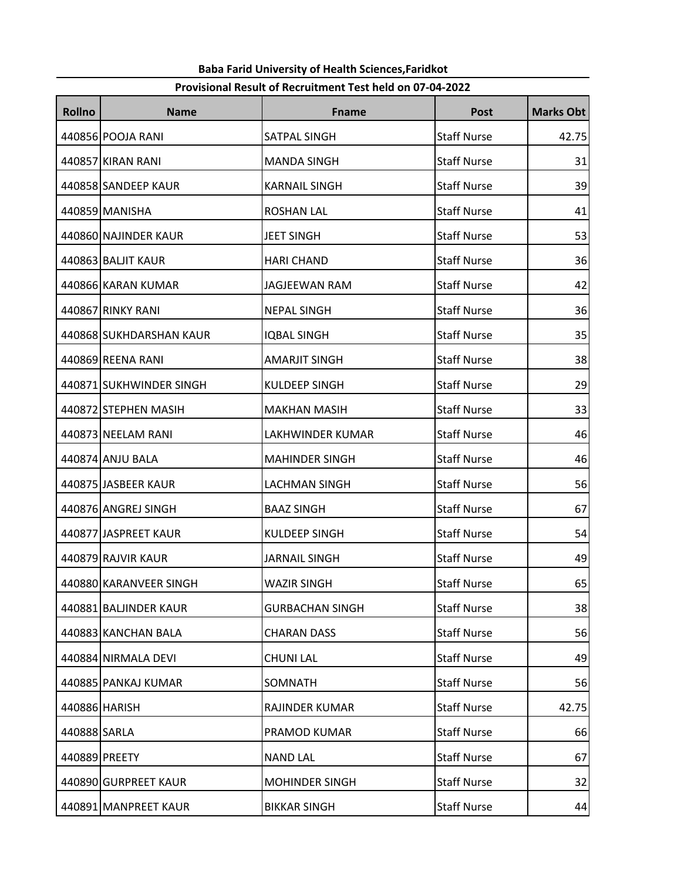**Baba Farid University of Health Sciences,Faridkot**

**Provisional Result of Recruitment Test held on 07-04-2022**

| Rollno | Name | Fname | Post | Marks Obt |
|---|---|---|---|---|
| 440856 | POOJA RANI | SATPAL SINGH | Staff Nurse | 42.75 |
| 440857 | KIRAN RANI | MANDA SINGH | Staff Nurse | 31 |
| 440858 | SANDEEP KAUR | KARNAIL SINGH | Staff Nurse | 39 |
| 440859 | MANISHA | ROSHAN LAL | Staff Nurse | 41 |
| 440860 | NAJINDER KAUR | JEET SINGH | Staff Nurse | 53 |
| 440863 | BALJIT KAUR | HARI CHAND | Staff Nurse | 36 |
| 440866 | KARAN KUMAR | JAGJEEWAN RAM | Staff Nurse | 42 |
| 440867 | RINKY RANI | NEPAL SINGH | Staff Nurse | 36 |
| 440868 | SUKHDARSHAN KAUR | IQBAL SINGH | Staff Nurse | 35 |
| 440869 | REENA RANI | AMARJIT SINGH | Staff Nurse | 38 |
| 440871 | SUKHWINDER SINGH | KULDEEP SINGH | Staff Nurse | 29 |
| 440872 | STEPHEN MASIH | MAKHAN MASIH | Staff Nurse | 33 |
| 440873 | NEELAM RANI | LAKHWINDER KUMAR | Staff Nurse | 46 |
| 440874 | ANJU BALA | MAHINDER SINGH | Staff Nurse | 46 |
| 440875 | JASBEER KAUR | LACHMAN SINGH | Staff Nurse | 56 |
| 440876 | ANGREJ SINGH | BAAZ SINGH | Staff Nurse | 67 |
| 440877 | JASPREET KAUR | KULDEEP SINGH | Staff Nurse | 54 |
| 440879 | RAJVIR KAUR | JARNAIL SINGH | Staff Nurse | 49 |
| 440880 | KARANVEER SINGH | WAZIR SINGH | Staff Nurse | 65 |
| 440881 | BALJINDER KAUR | GURBACHAN SINGH | Staff Nurse | 38 |
| 440883 | KANCHAN BALA | CHARAN DASS | Staff Nurse | 56 |
| 440884 | NIRMALA DEVI | CHUNI LAL | Staff Nurse | 49 |
| 440885 | PANKAJ KUMAR | SOMNATH | Staff Nurse | 56 |
| 440886 | HARISH | RAJINDER KUMAR | Staff Nurse | 42.75 |
| 440888 | SARLA | PRAMOD KUMAR | Staff Nurse | 66 |
| 440889 | PREETY | NAND LAL | Staff Nurse | 67 |
| 440890 | GURPREET KAUR | MOHINDER SINGH | Staff Nurse | 32 |
| 440891 | MANPREET KAUR | BIKKAR SINGH | Staff Nurse | 44 |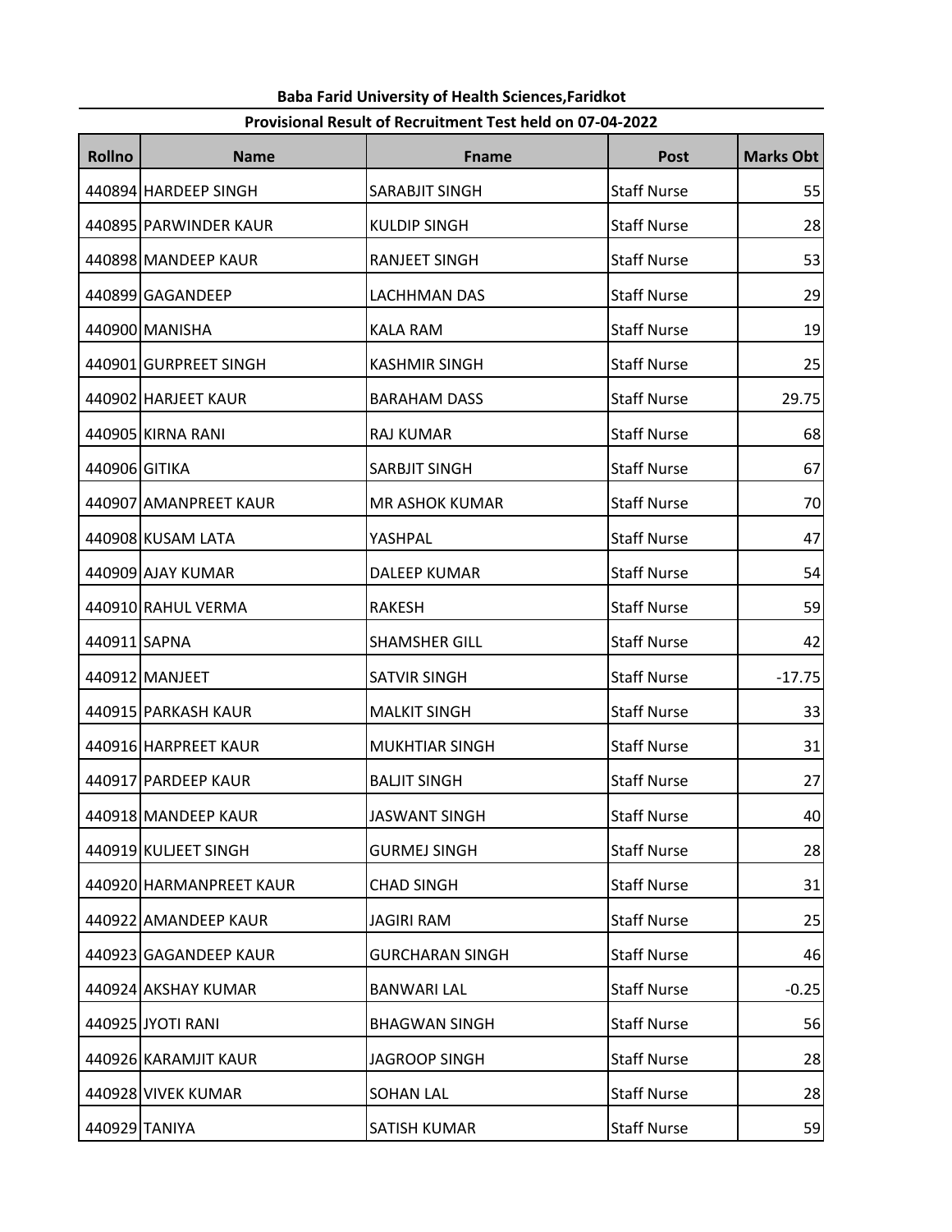**Baba Farid University of Health Sciences,Faridkot**

**Provisional Result of Recruitment Test held on 07-04-2022**

| Rollno | Name | Fname | Post | Marks Obt |
|---|---|---|---|---|
| 440894 | HARDEEP SINGH | SARABJIT SINGH | Staff Nurse | 55 |
| 440895 | PARWINDER KAUR | KULDIP SINGH | Staff Nurse | 28 |
| 440898 | MANDEEP KAUR | RANJEET SINGH | Staff Nurse | 53 |
| 440899 | GAGANDEEP | LACHHMAN DAS | Staff Nurse | 29 |
| 440900 | MANISHA | KALA RAM | Staff Nurse | 19 |
| 440901 | GURPREET SINGH | KASHMIR SINGH | Staff Nurse | 25 |
| 440902 | HARJEET KAUR | BARAHAM DASS | Staff Nurse | 29.75 |
| 440905 | KIRNA RANI | RAJ KUMAR | Staff Nurse | 68 |
| 440906 | GITIKA | SARBJIT SINGH | Staff Nurse | 67 |
| 440907 | AMANPREET KAUR | MR ASHOK KUMAR | Staff Nurse | 70 |
| 440908 | KUSAM LATA | YASHPAL | Staff Nurse | 47 |
| 440909 | AJAY KUMAR | DALEEP KUMAR | Staff Nurse | 54 |
| 440910 | RAHUL VERMA | RAKESH | Staff Nurse | 59 |
| 440911 | SAPNA | SHAMSHER GILL | Staff Nurse | 42 |
| 440912 | MANJEET | SATVIR SINGH | Staff Nurse | -17.75 |
| 440915 | PARKASH KAUR | MALKIT SINGH | Staff Nurse | 33 |
| 440916 | HARPREET KAUR | MUKHTIAR SINGH | Staff Nurse | 31 |
| 440917 | PARDEEP KAUR | BALJIT SINGH | Staff Nurse | 27 |
| 440918 | MANDEEP KAUR | JASWANT SINGH | Staff Nurse | 40 |
| 440919 | KULJEET SINGH | GURMEJ SINGH | Staff Nurse | 28 |
| 440920 | HARMANPREET KAUR | CHAD SINGH | Staff Nurse | 31 |
| 440922 | AMANDEEP KAUR | JAGIRI RAM | Staff Nurse | 25 |
| 440923 | GAGANDEEP KAUR | GURCHARAN SINGH | Staff Nurse | 46 |
| 440924 | AKSHAY KUMAR | BANWARI LAL | Staff Nurse | -0.25 |
| 440925 | JYOTI RANI | BHAGWAN SINGH | Staff Nurse | 56 |
| 440926 | KARAMJIT KAUR | JAGROOP SINGH | Staff Nurse | 28 |
| 440928 | VIVEK KUMAR | SOHAN LAL | Staff Nurse | 28 |
| 440929 | TANIYA | SATISH KUMAR | Staff Nurse | 59 |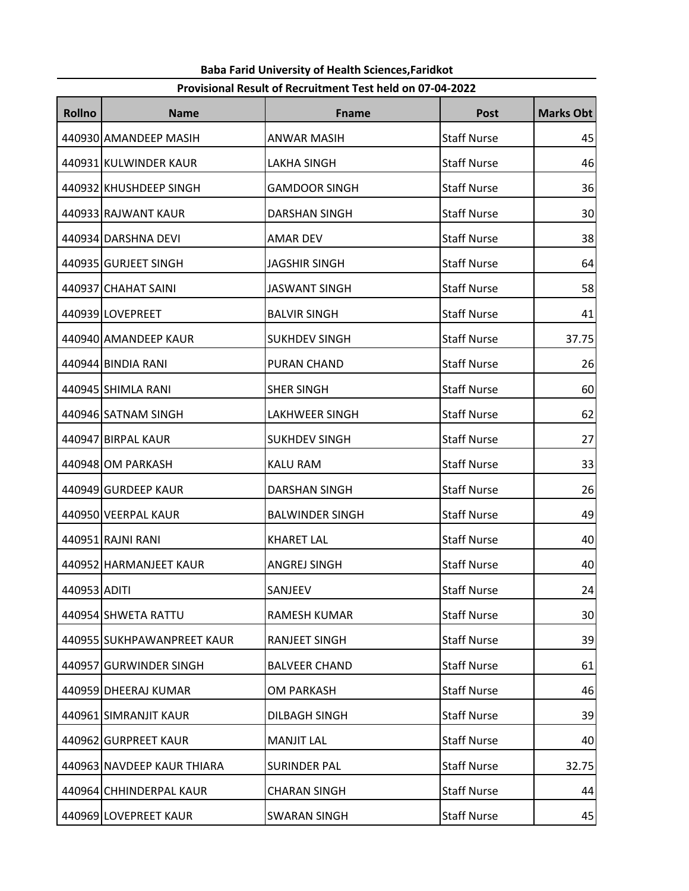**Baba Farid University of Health Sciences,Faridkot**

**Provisional Result of Recruitment Test held on 07-04-2022**

| Rollno | Name | Fname | Post | Marks Obt |
|---|---|---|---|---|
| 440930 | AMANDEEP MASIH | ANWAR MASIH | Staff Nurse | 45 |
| 440931 | KULWINDER KAUR | LAKHA SINGH | Staff Nurse | 46 |
| 440932 | KHUSHDEEP SINGH | GAMDOOR SINGH | Staff Nurse | 36 |
| 440933 | RAJWANT KAUR | DARSHAN SINGH | Staff Nurse | 30 |
| 440934 | DARSHNA DEVI | AMAR DEV | Staff Nurse | 38 |
| 440935 | GURJEET SINGH | JAGSHIR SINGH | Staff Nurse | 64 |
| 440937 | CHAHAT SAINI | JASWANT SINGH | Staff Nurse | 58 |
| 440939 | LOVEPREET | BALVIR SINGH | Staff Nurse | 41 |
| 440940 | AMANDEEP KAUR | SUKHDEV SINGH | Staff Nurse | 37.75 |
| 440944 | BINDIA RANI | PURAN CHAND | Staff Nurse | 26 |
| 440945 | SHIMLA RANI | SHER SINGH | Staff Nurse | 60 |
| 440946 | SATNAM SINGH | LAKHWEER SINGH | Staff Nurse | 62 |
| 440947 | BIRPAL KAUR | SUKHDEV SINGH | Staff Nurse | 27 |
| 440948 | OM PARKASH | KALU RAM | Staff Nurse | 33 |
| 440949 | GURDEEP KAUR | DARSHAN SINGH | Staff Nurse | 26 |
| 440950 | VEERPAL KAUR | BALWINDER SINGH | Staff Nurse | 49 |
| 440951 | RAJNI RANI | KHARET LAL | Staff Nurse | 40 |
| 440952 | HARMANJEET KAUR | ANGREJ SINGH | Staff Nurse | 40 |
| 440953 | ADITI | SANJEEV | Staff Nurse | 24 |
| 440954 | SHWETA RATTU | RAMESH KUMAR | Staff Nurse | 30 |
| 440955 | SUKHPAWANPREET KAUR | RANJEET SINGH | Staff Nurse | 39 |
| 440957 | GURWINDER SINGH | BALVEER CHAND | Staff Nurse | 61 |
| 440959 | DHEERAJ KUMAR | OM PARKASH | Staff Nurse | 46 |
| 440961 | SIMRANJIT KAUR | DILBAGH SINGH | Staff Nurse | 39 |
| 440962 | GURPREET KAUR | MANJIT LAL | Staff Nurse | 40 |
| 440963 | NAVDEEP KAUR THIARA | SURINDER PAL | Staff Nurse | 32.75 |
| 440964 | CHHINDERPAL KAUR | CHARAN SINGH | Staff Nurse | 44 |
| 440969 | LOVEPREET KAUR | SWARAN SINGH | Staff Nurse | 45 |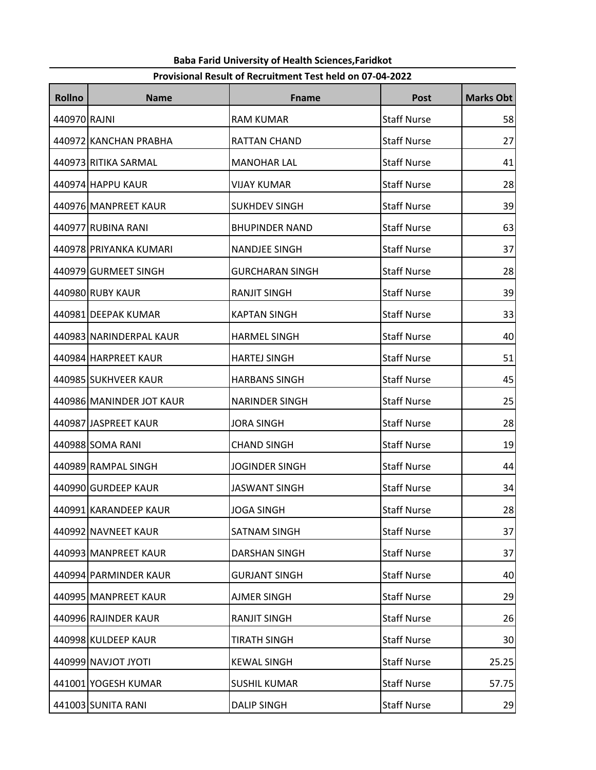Baba Farid University of Health Sciences,Faridkot

Provisional Result of Recruitment Test held on 07-04-2022

| Rollno | Name | Fname | Post | Marks Obt |
|---|---|---|---|---|
| 440970 | RAJNI | RAM KUMAR | Staff Nurse | 58 |
| 440972 | KANCHAN PRABHA | RATTAN CHAND | Staff Nurse | 27 |
| 440973 | RITIKA SARMAL | MANOHAR LAL | Staff Nurse | 41 |
| 440974 | HAPPU KAUR | VIJAY KUMAR | Staff Nurse | 28 |
| 440976 | MANPREET KAUR | SUKHDEV SINGH | Staff Nurse | 39 |
| 440977 | RUBINA RANI | BHUPINDER NAND | Staff Nurse | 63 |
| 440978 | PRIYANKA KUMARI | NANDJEE SINGH | Staff Nurse | 37 |
| 440979 | GURMEET SINGH | GURCHARAN SINGH | Staff Nurse | 28 |
| 440980 | RUBY KAUR | RANJIT SINGH | Staff Nurse | 39 |
| 440981 | DEEPAK KUMAR | KAPTAN SINGH | Staff Nurse | 33 |
| 440983 | NARINDERPAL KAUR | HARMEL SINGH | Staff Nurse | 40 |
| 440984 | HARPREET KAUR | HARTEJ SINGH | Staff Nurse | 51 |
| 440985 | SUKHVEER KAUR | HARBANS SINGH | Staff Nurse | 45 |
| 440986 | MANINDER JOT KAUR | NARINDER SINGH | Staff Nurse | 25 |
| 440987 | JASPREET KAUR | JORA SINGH | Staff Nurse | 28 |
| 440988 | SOMA RANI | CHAND SINGH | Staff Nurse | 19 |
| 440989 | RAMPAL SINGH | JOGINDER SINGH | Staff Nurse | 44 |
| 440990 | GURDEEP KAUR | JASWANT SINGH | Staff Nurse | 34 |
| 440991 | KARANDEEP KAUR | JOGA SINGH | Staff Nurse | 28 |
| 440992 | NAVNEET KAUR | SATNAM SINGH | Staff Nurse | 37 |
| 440993 | MANPREET KAUR | DARSHAN SINGH | Staff Nurse | 37 |
| 440994 | PARMINDER KAUR | GURJANT SINGH | Staff Nurse | 40 |
| 440995 | MANPREET KAUR | AJMER SINGH | Staff Nurse | 29 |
| 440996 | RAJINDER KAUR | RANJIT SINGH | Staff Nurse | 26 |
| 440998 | KULDEEP KAUR | TIRATH SINGH | Staff Nurse | 30 |
| 440999 | NAVJOT JYOTI | KEWAL SINGH | Staff Nurse | 25.25 |
| 441001 | YOGESH KUMAR | SUSHIL KUMAR | Staff Nurse | 57.75 |
| 441003 | SUNITA RANI | DALIP SINGH | Staff Nurse | 29 |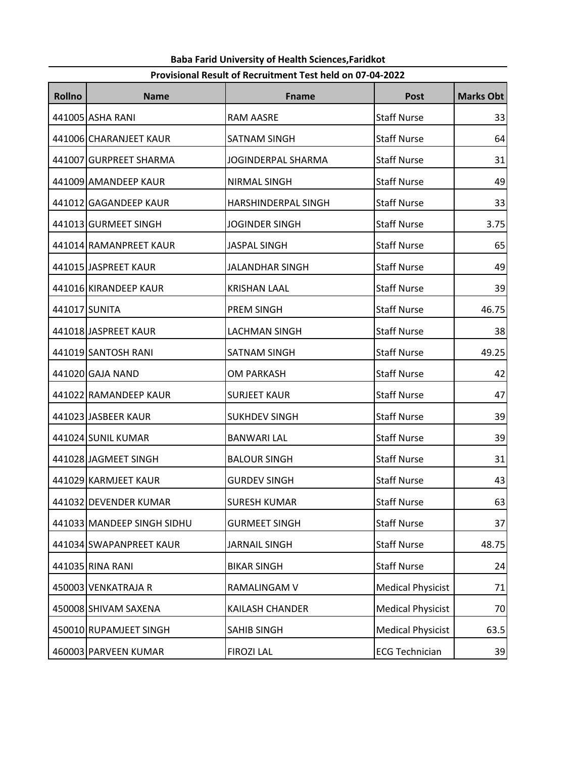**Baba Farid University of Health Sciences,Faridkot**

**Provisional Result of Recruitment Test held on 07-04-2022**

| Rollno | Name | Fname | Post | Marks Obt |
|---|---|---|---|---|
| 441005 | ASHA RANI | RAM AASRE | Staff Nurse | 33 |
| 441006 | CHARANJEET KAUR | SATNAM SINGH | Staff Nurse | 64 |
| 441007 | GURPREET SHARMA | JOGINDERPAL SHARMA | Staff Nurse | 31 |
| 441009 | AMANDEEP KAUR | NIRMAL SINGH | Staff Nurse | 49 |
| 441012 | GAGANDEEP KAUR | HARSHINDERPAL SINGH | Staff Nurse | 33 |
| 441013 | GURMEET SINGH | JOGINDER SINGH | Staff Nurse | 3.75 |
| 441014 | RAMANPREET KAUR | JASPAL SINGH | Staff Nurse | 65 |
| 441015 | JASPREET KAUR | JALANDHAR SINGH | Staff Nurse | 49 |
| 441016 | KIRANDEEP KAUR | KRISHAN LAAL | Staff Nurse | 39 |
| 441017 | SUNITA | PREM SINGH | Staff Nurse | 46.75 |
| 441018 | JASPREET KAUR | LACHMAN SINGH | Staff Nurse | 38 |
| 441019 | SANTOSH RANI | SATNAM SINGH | Staff Nurse | 49.25 |
| 441020 | GAJA NAND | OM PARKASH | Staff Nurse | 42 |
| 441022 | RAMANDEEP KAUR | SURJEET KAUR | Staff Nurse | 47 |
| 441023 | JASBEER KAUR | SUKHDEV SINGH | Staff Nurse | 39 |
| 441024 | SUNIL KUMAR | BANWARI LAL | Staff Nurse | 39 |
| 441028 | JAGMEET SINGH | BALOUR SINGH | Staff Nurse | 31 |
| 441029 | KARMJEET KAUR | GURDEV SINGH | Staff Nurse | 43 |
| 441032 | DEVENDER KUMAR | SURESH KUMAR | Staff Nurse | 63 |
| 441033 | MANDEEP SINGH SIDHU | GURMEET SINGH | Staff Nurse | 37 |
| 441034 | SWAPANPREET KAUR | JARNAIL SINGH | Staff Nurse | 48.75 |
| 441035 | RINA RANI | BIKAR SINGH | Staff Nurse | 24 |
| 450003 | VENKATRAJA R | RAMALINGAM V | Medical Physicist | 71 |
| 450008 | SHIVAM SAXENA | KAILASH CHANDER | Medical Physicist | 70 |
| 450010 | RUPAMJEET SINGH | SAHIB SINGH | Medical Physicist | 63.5 |
| 460003 | PARVEEN KUMAR | FIROZI LAL | ECG Technician | 39 |